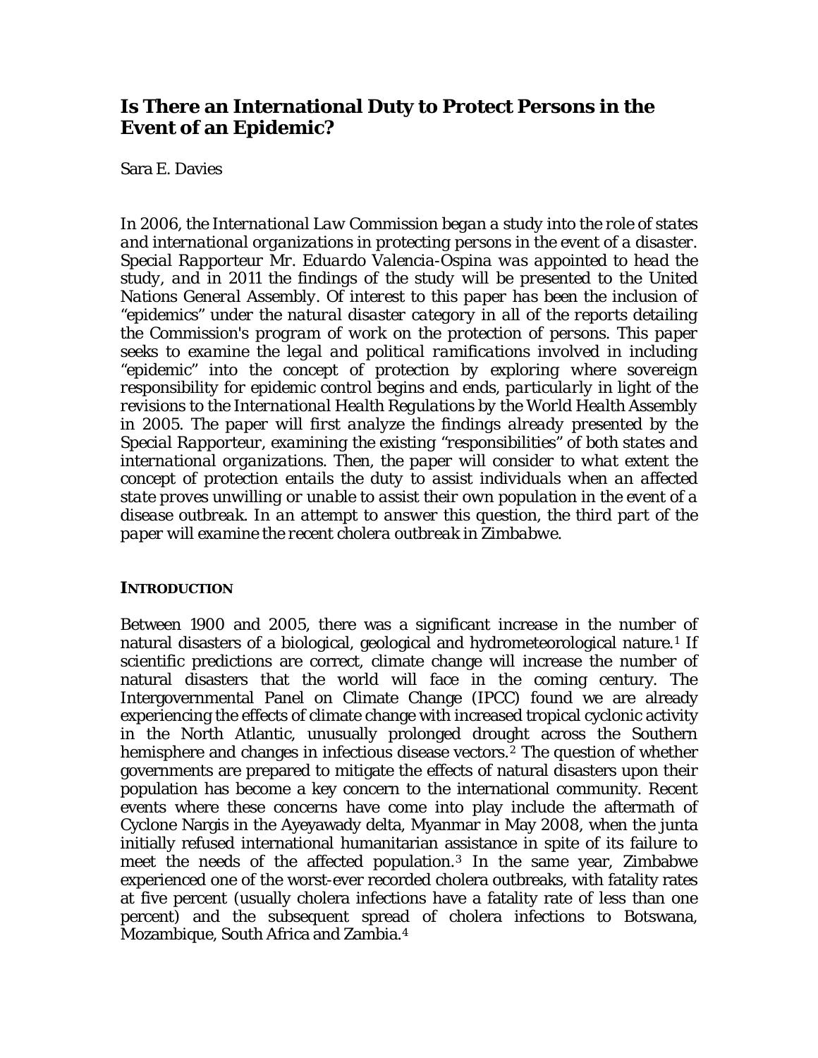# Is There an International Duty to Protect Persons in the Event of an Epidemic?

Sara E. Davies

*In 2006, the International Law Commission began a study into the role of states and international organizations in protecting persons in the event of a disaster. Special Rapporteur Mr. Eduardo Valencia-Ospina was appointed to head the study, and in 2011 the findings of the study will be presented to the United Nations General Assembly. Of interest to this paper has been the inclusion of "epidemics" under the natural disaster category in all of the reports detailing the Commission's program of work on the protection of persons. This paper seeks to examine the legal and political ramifications involved in including "epidemic" into the concept of protection by exploring where sovereign responsibility for epidemic control begins and ends, particularly in light of the revisions to the International Health Regulations by the World Health Assembly in 2005. The paper will first analyze the findings already presented by the Special Rapporteur, examining the existing "responsibilities" of both states and international organizations. Then, the paper will consider to what extent the concept of protection entails the duty to assist individuals when an affected state proves unwilling or unable to assist their own population in the event of a disease outbreak. In an attempt to answer this question, the third part of the paper will examine the recent cholera outbreak in Zimbabwe.*

## INTRODUCTION

Between 1900 and 2005, there was a significant increase in the number of natural disasters of a biological, geological and hydrometeorological nature.[1] If scientific predictions are correct, climate change will increase the number of natural disasters that the world will face in the coming century. The Intergovernmental Panel on Climate Change (IPCC) found we are already experiencing the effects of climate change with increased tropical cyclonic activity in the North Atlantic, unusually prolonged drought across the Southern hemisphere and changes in infectious disease vectors.[2] The question of whether governments are prepared to mitigate the effects of natural disasters upon their population has become a key concern to the international community. Recent events where these concerns have come into play include the aftermath of Cyclone Nargis in the Ayeyawady delta, Myanmar in May 2008, when the junta initially refused international humanitarian assistance in spite of its failure to meet the needs of the affected population.[3] In the same year, Zimbabwe experienced one of the worst-ever recorded cholera outbreaks, with fatality rates at five percent (usually cholera infections have a fatality rate of less than one percent) and the subsequent spread of cholera infections to Botswana, Mozambique, South Africa and Zambia.[4]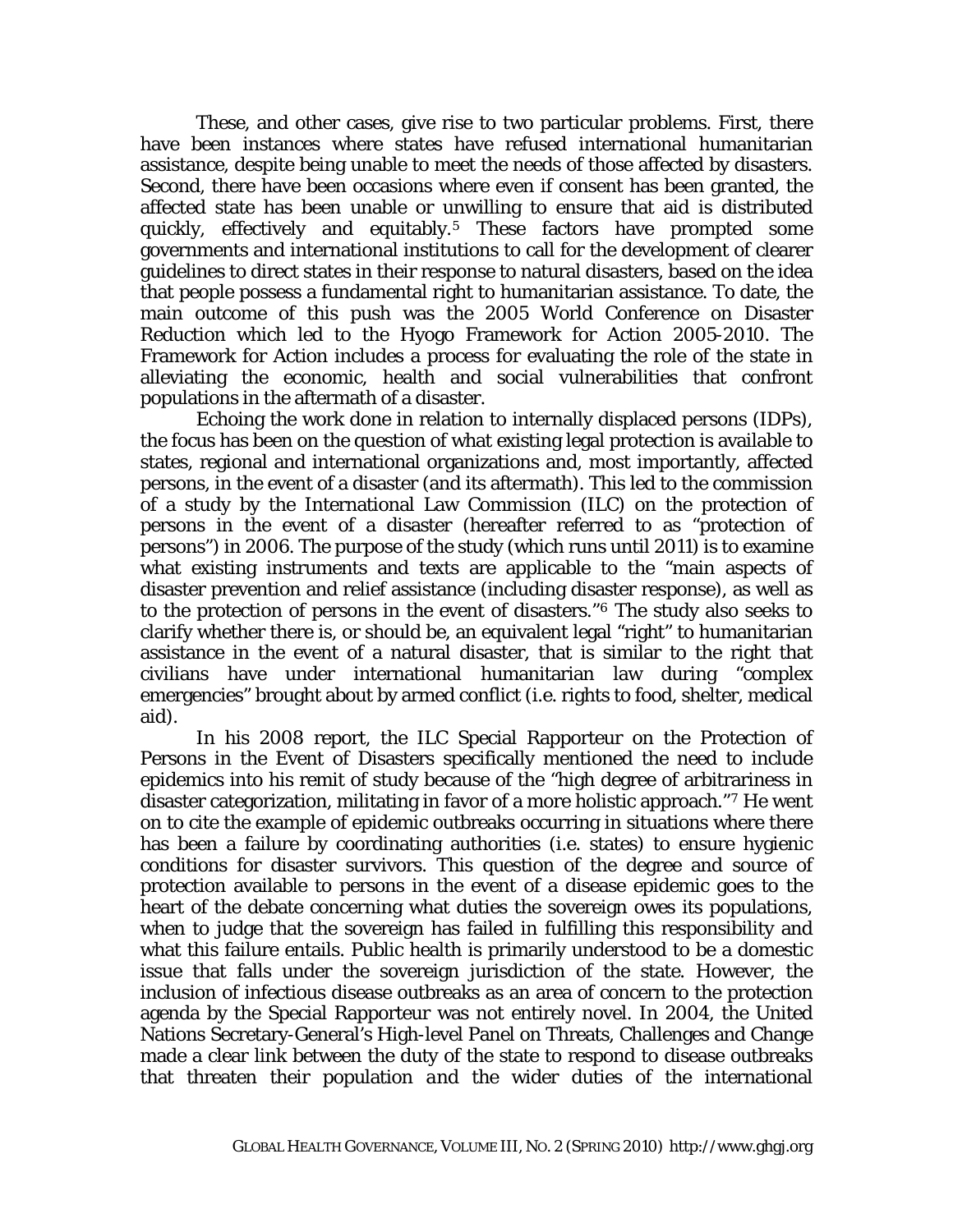These, and other cases, give rise to two particular problems. First, there have been instances where states have refused international humanitarian assistance, despite being unable to meet the needs of those affected by disasters. Second, there have been occasions where even if consent has been granted, the affected state has been unable or unwilling to ensure that aid is distributed quickly, effectively and equitably.[5] These factors have prompted some governments and international institutions to call for the development of clearer guidelines to direct states in their response to natural disasters, based on the idea that people possess a fundamental right to humanitarian assistance. To date, the main outcome of this push was the 2005 World Conference on Disaster Reduction which led to the Hyogo Framework for Action 2005-2010. The Framework for Action includes a process for evaluating the role of the state in alleviating the economic, health and social vulnerabilities that confront populations in the aftermath of a disaster.

Echoing the work done in relation to internally displaced persons (IDPs), the focus has been on the question of what existing legal protection is available to states, regional and international organizations and, most importantly, affected persons, in the event of a disaster (and its aftermath). This led to the commission of a study by the International Law Commission (ILC) on the protection of persons in the event of a disaster (hereafter referred to as "protection of persons") in 2006. The purpose of the study (which runs until 2011) is to examine what existing instruments and texts are applicable to the "main aspects of disaster prevention and relief assistance (including disaster response), as well as to the protection of persons in the event of disasters."[6] The study also seeks to clarify whether there is, or should be, an equivalent legal "right" to humanitarian assistance in the event of a natural disaster, that is similar to the right that civilians have under international humanitarian law during "complex emergencies" brought about by armed conflict (i.e. rights to food, shelter, medical aid).

In his 2008 report, the ILC Special Rapporteur on the Protection of Persons in the Event of Disasters specifically mentioned the need to include epidemics into his remit of study because of the "high degree of arbitrariness in disaster categorization, militating in favor of a more holistic approach."[7] He went on to cite the example of epidemic outbreaks occurring in situations where there has been a failure by coordinating authorities (i.e. states) to ensure hygienic conditions for disaster survivors. This question of the degree and source of protection available to persons in the event of a disease epidemic goes to the heart of the debate concerning what duties the sovereign owes its populations, when to judge that the sovereign has failed in fulfilling this responsibility and what this failure entails. Public health is primarily understood to be a domestic issue that falls under the sovereign jurisdiction of the state. However, the inclusion of infectious disease outbreaks as an area of concern to the protection agenda by the Special Rapporteur was not entirely novel. In 2004, the United Nations Secretary-General's High-level Panel on Threats, Challenges and Change made a clear link between the duty of the state to respond to disease outbreaks that threaten their population *and* the wider duties of the international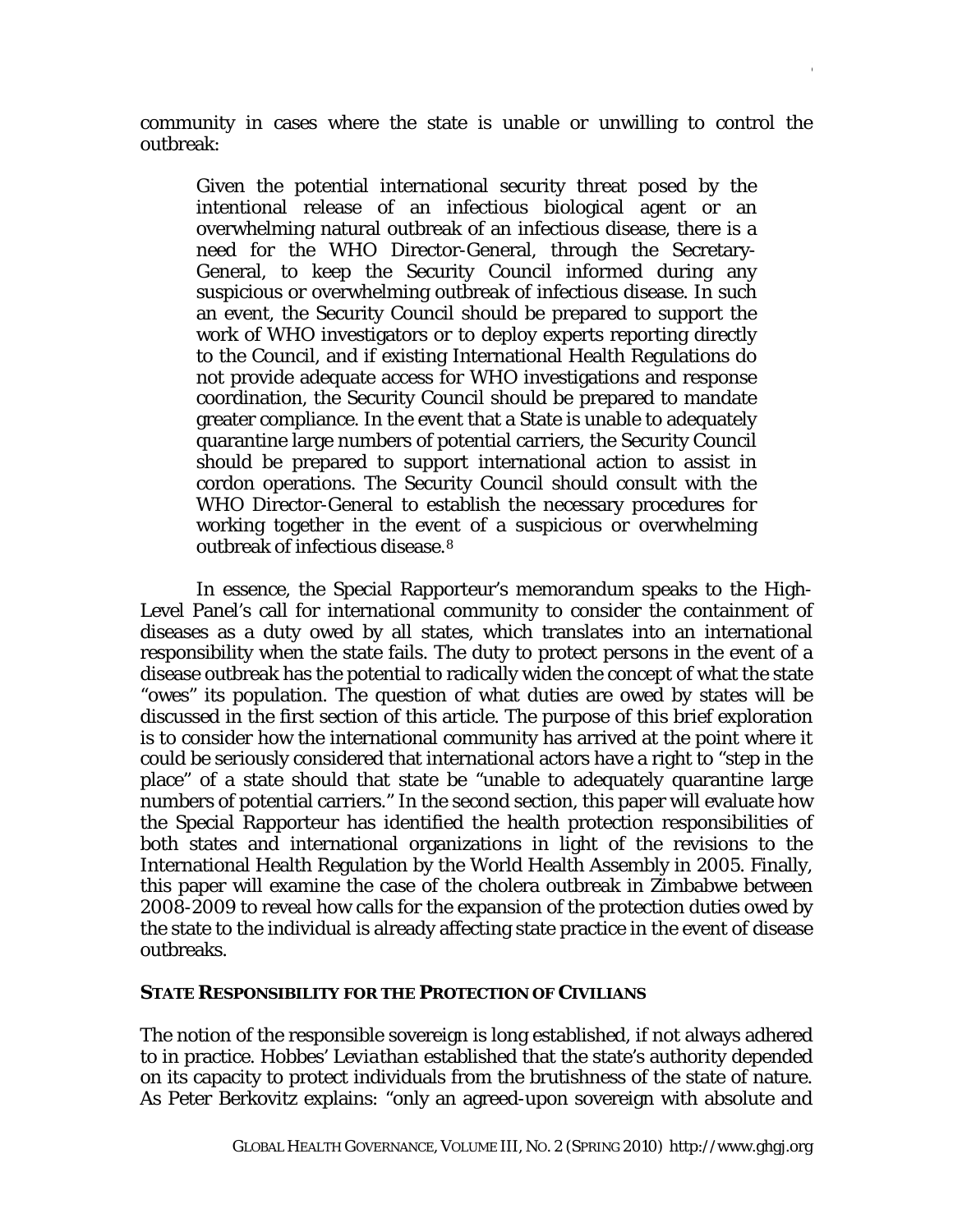community in cases where the state is unable or unwilling to control the outbreak:

> Given the potential international security threat posed by the intentional release of an infectious biological agent or an overwhelming natural outbreak of an infectious disease, there is a need for the WHO Director-General, through the Secretary-General, to keep the Security Council informed during any suspicious or overwhelming outbreak of infectious disease. In such an event, the Security Council should be prepared to support the work of WHO investigators or to deploy experts reporting directly to the Council, and if existing International Health Regulations do not provide adequate access for WHO investigations and response coordination, the Security Council should be prepared to mandate greater compliance. In the event that a State is unable to adequately quarantine large numbers of potential carriers, the Security Council should be prepared to support international action to assist in cordon operations. The Security Council should consult with the WHO Director-General to establish the necessary procedures for working together in the event of a suspicious or overwhelming outbreak of infectious disease.[8]

In essence, the Special Rapporteur's memorandum speaks to the High-Level Panel's call for international community to consider the containment of diseases as a duty owed by all states, which translates into an international responsibility when the state fails. The duty to protect persons in the event of a disease outbreak has the potential to radically widen the concept of what the state "owes" its population. The question of what duties are owed by states will be discussed in the first section of this article. The purpose of this brief exploration is to consider how the international community has arrived at the point where it could be seriously considered that international actors have a right to "step in the place" of a state should that state be "unable to adequately quarantine large numbers of potential carriers." In the second section, this paper will evaluate how the Special Rapporteur has identified the health protection responsibilities of both states and international organizations in light of the revisions to the International Health Regulation by the World Health Assembly in 2005. Finally, this paper will examine the case of the cholera outbreak in Zimbabwe between 2008-2009 to reveal how calls for the expansion of the protection duties owed by the state to the individual is already affecting state practice in the event of disease outbreaks.

## STATE RESPONSIBILITY FOR THE PROTECTION OF CIVILIANS

The notion of the responsible sovereign is long established, if not always adhered to in practice. Hobbes' *Leviathan* established that the state's authority depended on its capacity to protect individuals from the brutishness of the state of nature. As Peter Berkovitz explains: "only an agreed-upon sovereign with absolute and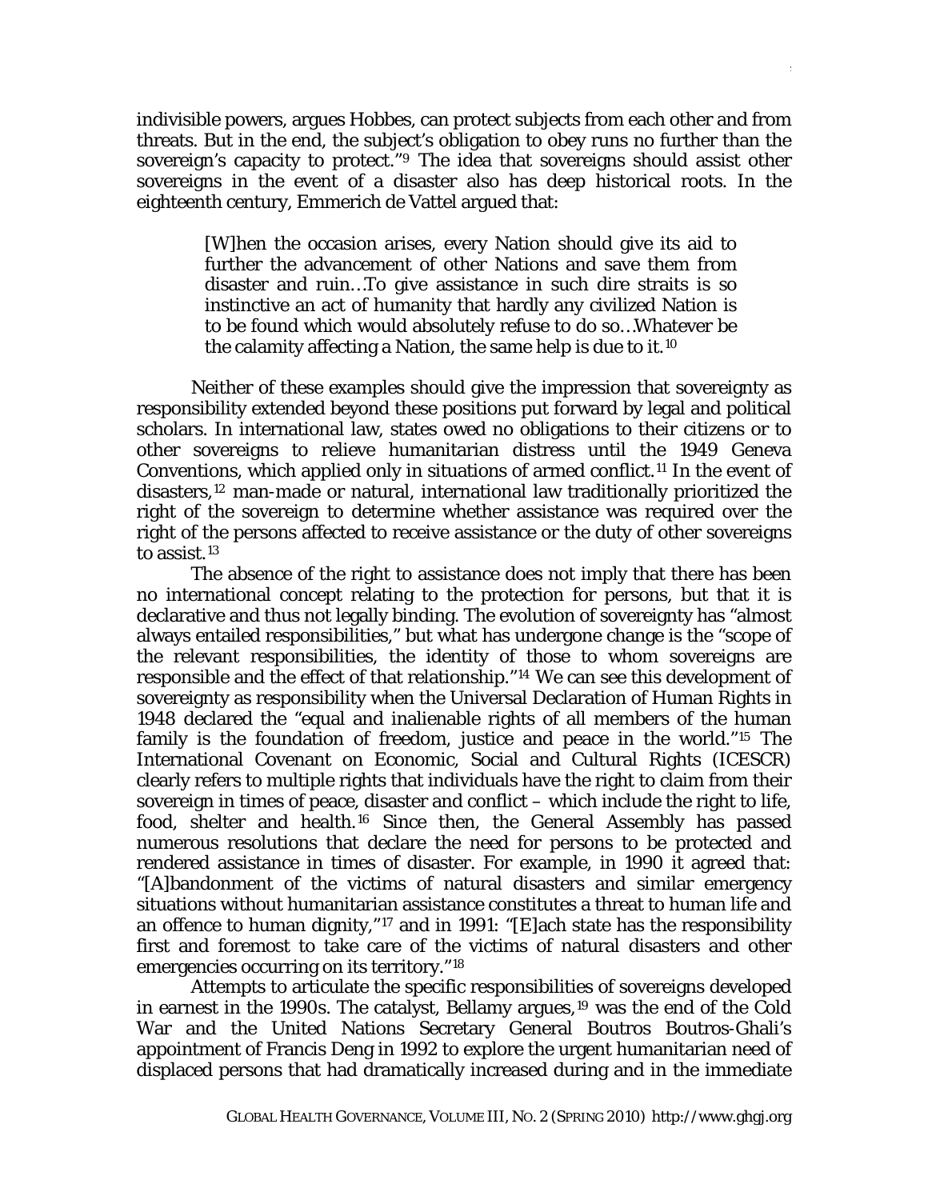indivisible powers, argues Hobbes, can protect subjects from each other and from threats. But in the end, the subject's obligation to obey runs no further than the sovereign's capacity to protect."[9] The idea that sovereigns should assist other sovereigns in the event of a disaster also has deep historical roots. In the eighteenth century, Emmerich de Vattel argued that:

> [W]hen the occasion arises, every Nation should give its aid to further the advancement of other Nations and save them from disaster and ruin…To give assistance in such dire straits is so instinctive an act of humanity that hardly any civilized Nation is to be found which would absolutely refuse to do so…Whatever be the calamity affecting a Nation, the same help is due to it.[10]

Neither of these examples should give the impression that sovereignty as responsibility extended beyond these positions put forward by legal and political scholars. In international law, states owed no obligations to their citizens or to other sovereigns to relieve humanitarian distress until the 1949 Geneva Conventions, which applied only in situations of armed conflict.[11] In the event of disasters,[12] man-made or natural, international law traditionally prioritized the right of the sovereign to determine whether assistance was required over the right of the persons affected to receive assistance or the duty of other sovereigns to assist.[13]

The absence of the right to assistance does not imply that there has been no international concept relating to the protection for persons, but that it is declarative and thus not legally binding. The evolution of sovereignty has "almost always entailed responsibilities," but what has undergone change is the "scope of the relevant responsibilities, the identity of those to whom sovereigns are responsible and the effect of that relationship."[14] We can see this development of sovereignty as responsibility when the Universal Declaration of Human Rights in 1948 declared the "equal and inalienable rights of all members of the human family is the foundation of freedom, justice and peace in the world."[15] The International Covenant on Economic, Social and Cultural Rights (ICESCR) clearly refers to multiple rights that individuals have the right to claim from their sovereign in times of peace, disaster and conflict – which include the right to life, food, shelter and health.[16] Since then, the General Assembly has passed numerous resolutions that declare the need for persons to be protected and rendered assistance in times of disaster. For example, in 1990 it agreed that: "[A]bandonment of the victims of natural disasters and similar emergency situations without humanitarian assistance constitutes a threat to human life and an offence to human dignity,"[17] and in 1991: "[E]ach state has the responsibility first and foremost to take care of the victims of natural disasters and other emergencies occurring on its territory."[18]

Attempts to articulate the specific responsibilities of sovereigns developed in earnest in the 1990s. The catalyst, Bellamy argues,[19] was the end of the Cold War and the United Nations Secretary General Boutros Boutros-Ghali's appointment of Francis Deng in 1992 to explore the urgent humanitarian need of displaced persons that had dramatically increased during and in the immediate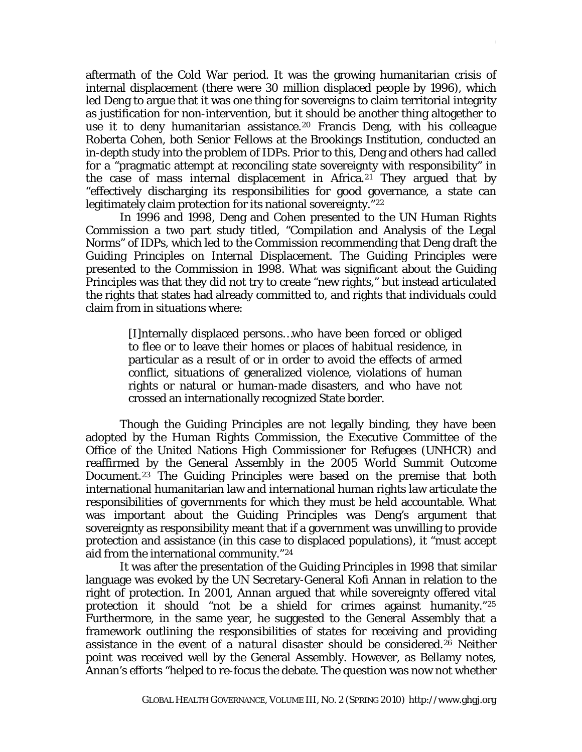aftermath of the Cold War period. It was the growing humanitarian crisis of internal displacement (there were 30 million displaced people by 1996), which led Deng to argue that it was one thing for sovereigns to claim territorial integrity as justification for non-intervention, but it should be another thing altogether to use it to deny humanitarian assistance.[20] Francis Deng, with his colleague Roberta Cohen, both Senior Fellows at the Brookings Institution, conducted an in-depth study into the problem of IDPs. Prior to this, Deng and others had called for a "pragmatic attempt at reconciling state sovereignty with responsibility" in the case of mass internal displacement in Africa.[21] They argued that by "effectively discharging its responsibilities for good governance, a state can legitimately claim protection for its national sovereignty."[22]

In 1996 and 1998, Deng and Cohen presented to the UN Human Rights Commission a two part study titled, "Compilation and Analysis of the Legal Norms" of IDPs, which led to the Commission recommending that Deng draft the Guiding Principles on Internal Displacement. The Guiding Principles were presented to the Commission in 1998. What was significant about the Guiding Principles was that they did not try to create "new rights," but instead articulated the rights that states had already committed to, and rights that individuals could claim from in situations where:

> [I]nternally displaced persons…who have been forced or obliged to flee or to leave their homes or places of habitual residence, in particular as a result of or in order to avoid the effects of armed conflict, situations of generalized violence, violations of human rights or natural or human-made disasters, and who have not crossed an internationally recognized State border.

Though the Guiding Principles are not legally binding, they have been adopted by the Human Rights Commission, the Executive Committee of the Office of the United Nations High Commissioner for Refugees (UNHCR) and reaffirmed by the General Assembly in the 2005 World Summit Outcome Document.[23] The Guiding Principles were based on the premise that both international humanitarian law and international human rights law articulate the responsibilities of governments for which they must be held accountable. What was important about the Guiding Principles was Deng's argument that sovereignty as responsibility meant that if a government was unwilling to provide protection and assistance (in this case to displaced populations), it "must accept aid from the international community."[24]

It was after the presentation of the Guiding Principles in 1998 that similar language was evoked by the UN Secretary-General Kofi Annan in relation to the right of protection. In 2001, Annan argued that while sovereignty offered vital protection it should "not be a shield for crimes against humanity."[25] Furthermore, in the same year, he suggested to the General Assembly that a framework outlining the responsibilities of states for receiving and providing assistance in the event of a *natural disaster* should be considered.[26] Neither point was received well by the General Assembly. However, as Bellamy notes, Annan's efforts "helped to re-focus the debate. The question was now not whether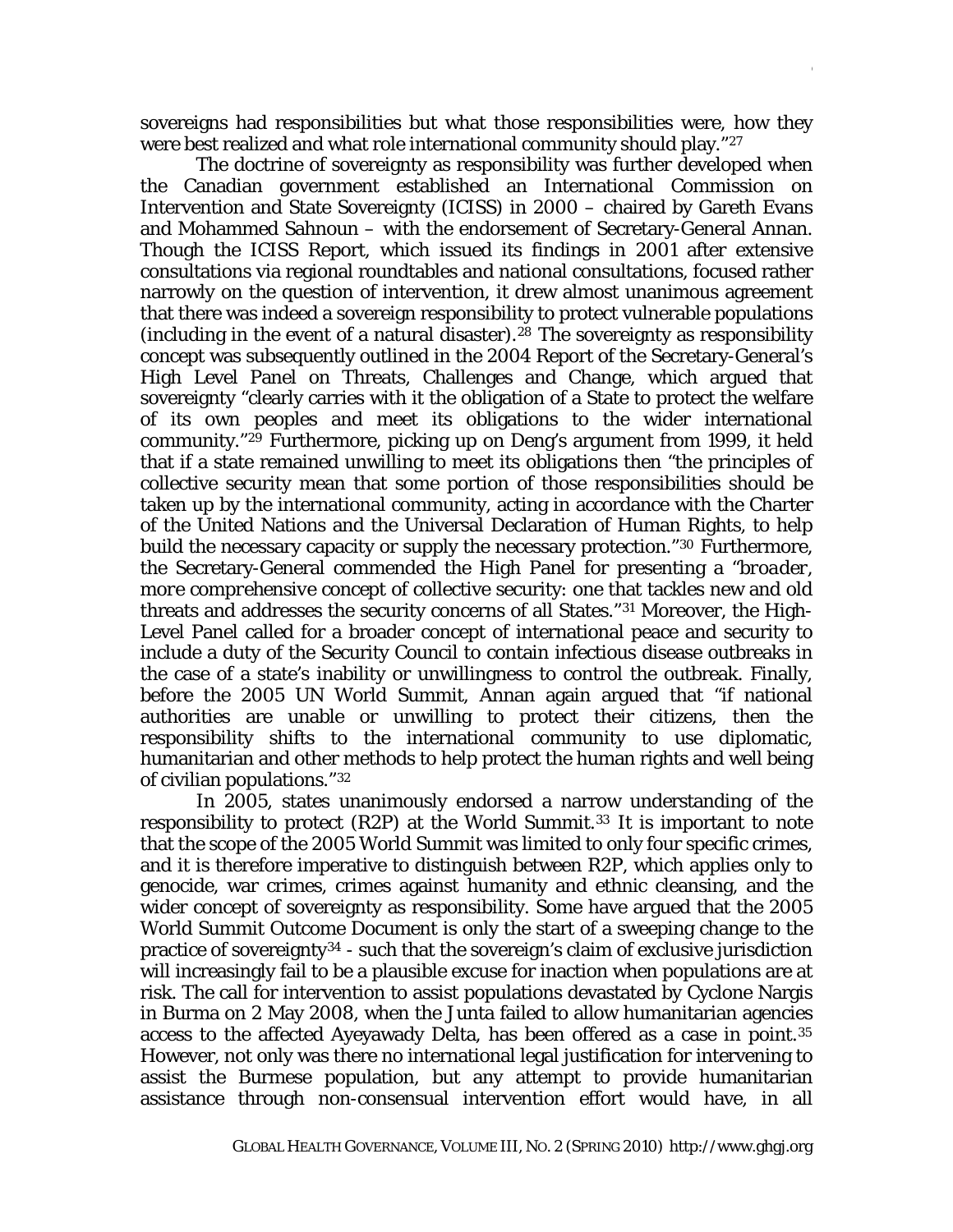sovereigns had responsibilities but what those responsibilities were, how they were best realized and what role international community should play."[27]

The doctrine of sovereignty as responsibility was further developed when the Canadian government established an International Commission on Intervention and State Sovereignty (ICISS) in 2000 – chaired by Gareth Evans and Mohammed Sahnoun – with the endorsement of Secretary-General Annan. Though the ICISS Report, which issued its findings in 2001 after extensive consultations via regional roundtables and national consultations, focused rather narrowly on the question of intervention, it drew almost unanimous agreement that there was indeed a sovereign responsibility to protect vulnerable populations (including in the event of a natural disaster).[28] The sovereignty as responsibility concept was subsequently outlined in the 2004 Report of the Secretary-General's High Level Panel on Threats, Challenges and Change, which argued that sovereignty "clearly carries with it the obligation of a State to protect the welfare of its own peoples and meet its obligations to the wider international community."[29] Furthermore, picking up on Deng's argument from 1999, it held that if a state remained unwilling to meet its obligations then "the principles of collective security mean that some portion of those responsibilities should be taken up by the international community, acting in accordance with the Charter of the United Nations and the Universal Declaration of Human Rights, to help build the necessary capacity or supply the necessary protection."[30] Furthermore, the Secretary-General commended the High Panel for presenting a "*broader, more comprehensive concept of collective security*: one that tackles new and old threats and addresses the security concerns of all States."[31] Moreover, the High-Level Panel called for a broader concept of international peace and security to include a duty of the Security Council to contain infectious disease outbreaks in the case of a state's inability or unwillingness to control the outbreak. Finally, before the 2005 UN World Summit, Annan again argued that "if national authorities are unable or unwilling to protect their citizens, then the responsibility shifts to the international community to use diplomatic, humanitarian and other methods to help protect the human rights and well being of civilian populations."[32]

In 2005, states unanimously endorsed a narrow understanding of the responsibility to protect (R2P) at the World Summit.[33] It is important to note that the scope of the 2005 World Summit was limited to only four specific crimes, and it is therefore imperative to distinguish between R2P, which applies only to genocide, war crimes, crimes against humanity and ethnic cleansing, and the wider concept of sovereignty as responsibility. Some have argued that the 2005 World Summit Outcome Document is only the start of a sweeping change to the practice of sovereignty[34] - such that the sovereign's claim of exclusive jurisdiction will increasingly fail to be a plausible excuse for inaction when populations are at risk. The call for intervention to assist populations devastated by Cyclone Nargis in Burma on 2 May 2008, when the Junta failed to allow humanitarian agencies access to the affected Ayeyawady Delta, has been offered as a case in point.[35] However, not only was there no international legal justification for intervening to assist the Burmese population, but any attempt to provide humanitarian assistance through non-consensual intervention effort would have, in all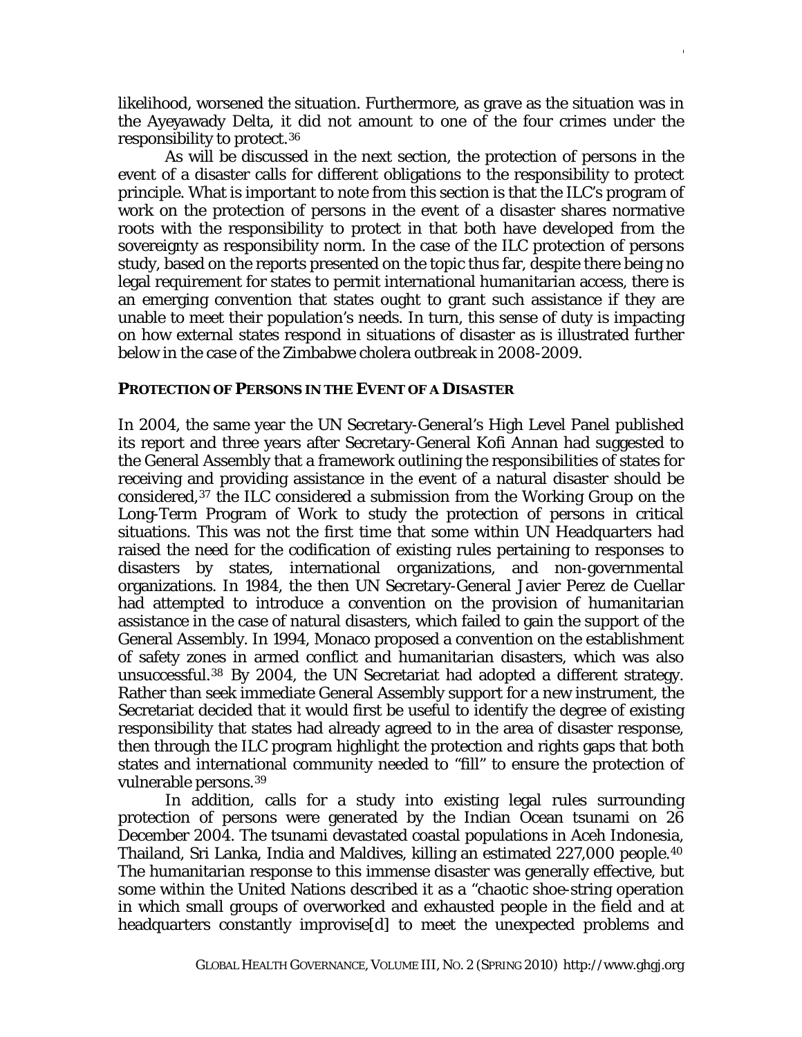likelihood, worsened the situation. Furthermore, as grave as the situation was in the Ayeyawady Delta, it did not amount to one of the four crimes under the responsibility to protect.[36]

As will be discussed in the next section, the protection of persons in the event of a disaster calls for different obligations to the responsibility to protect principle. What is important to note from this section is that the ILC's program of work on the protection of persons in the event of a disaster shares normative roots with the responsibility to protect in that both have developed from the sovereignty as responsibility norm. In the case of the ILC protection of persons study, based on the reports presented on the topic thus far, despite there being no legal requirement for states to permit international humanitarian access, there is an emerging convention that states ought to grant such assistance if they are unable to meet their population's needs. In turn, this sense of duty is impacting on how external states respond in situations of disaster as is illustrated further below in the case of the Zimbabwe cholera outbreak in 2008-2009.

## PROTECTION OF PERSONS IN THE EVENT OF A DISASTER

In 2004, the same year the UN Secretary-General's High Level Panel published its report and three years after Secretary-General Kofi Annan had suggested to the General Assembly that a framework outlining the responsibilities of states for receiving and providing assistance in the event of a natural disaster should be considered,[37] the ILC considered a submission from the Working Group on the Long-Term Program of Work to study the protection of persons in critical situations. This was not the first time that some within UN Headquarters had raised the need for the codification of existing rules pertaining to responses to disasters by states, international organizations, and non-governmental organizations. In 1984, the then UN Secretary-General Javier Perez de Cuellar had attempted to introduce a convention on the provision of humanitarian assistance in the case of natural disasters, which failed to gain the support of the General Assembly. In 1994, Monaco proposed a convention on the establishment of safety zones in armed conflict and humanitarian disasters, which was also unsuccessful.[38] By 2004, the UN Secretariat had adopted a different strategy. Rather than seek immediate General Assembly support for a new instrument, the Secretariat decided that it would first be useful to identify the degree of existing responsibility that states had already agreed to in the area of disaster response, then through the ILC program highlight the protection and rights gaps that both states and international community needed to "fill" to ensure the protection of vulnerable persons.[39]

In addition, calls for a study into existing legal rules surrounding protection of persons were generated by the Indian Ocean tsunami on 26 December 2004. The tsunami devastated coastal populations in Aceh Indonesia, Thailand, Sri Lanka, India and Maldives, killing an estimated 227,000 people.[40] The humanitarian response to this immense disaster was generally effective, but some within the United Nations described it as a "chaotic shoe-string operation in which small groups of overworked and exhausted people in the field and at headquarters constantly improvise[d] to meet the unexpected problems and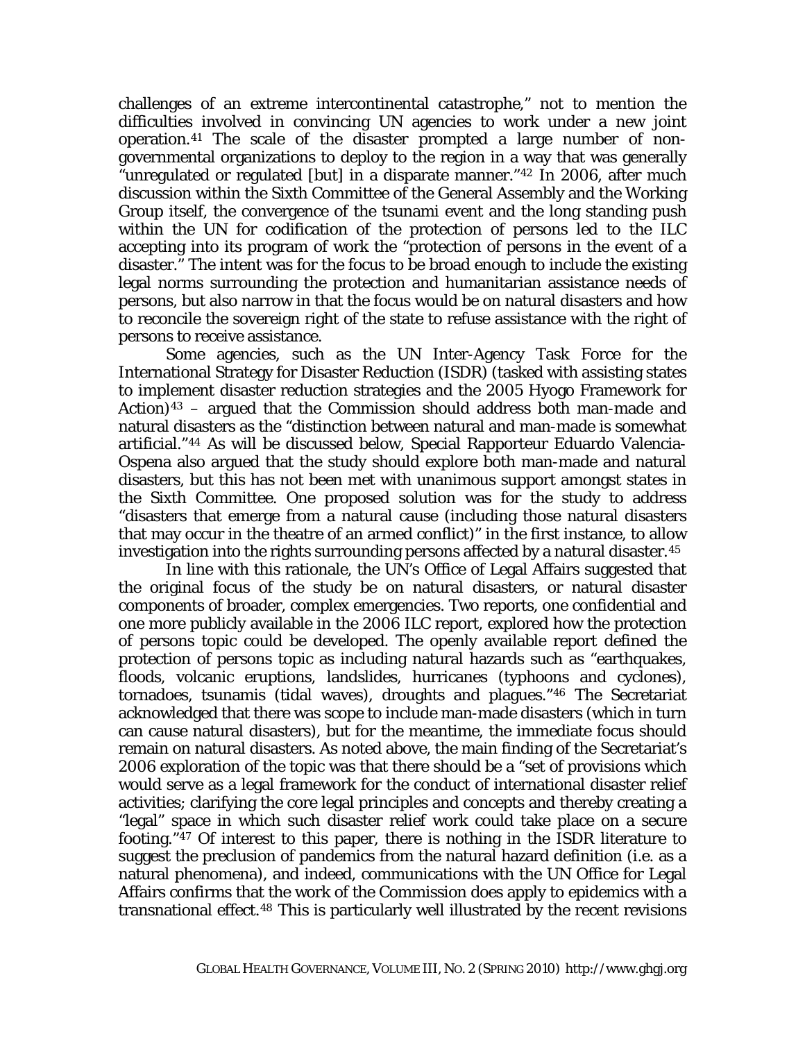challenges of an extreme intercontinental catastrophe," not to mention the difficulties involved in convincing UN agencies to work under a new joint operation.[41] The scale of the disaster prompted a large number of non-governmental organizations to deploy to the region in a way that was generally "unregulated or regulated [but] in a disparate manner."[42] In 2006, after much discussion within the Sixth Committee of the General Assembly and the Working Group itself, the convergence of the tsunami event and the long standing push within the UN for codification of the protection of persons led to the ILC accepting into its program of work the "protection of persons in the event of a disaster." The intent was for the focus to be broad enough to include the existing legal norms surrounding the protection and humanitarian assistance needs of persons, but also narrow in that the focus would be on natural disasters and how to reconcile the sovereign right of the state to refuse assistance with the right of persons to receive assistance.

Some agencies, such as the UN Inter-Agency Task Force for the International Strategy for Disaster Reduction (ISDR) (tasked with assisting states to implement disaster reduction strategies and the 2005 Hyogo Framework for Action)[43] – argued that the Commission should address both man-made and natural disasters as the "distinction between natural and man-made is somewhat artificial."[44] As will be discussed below, Special Rapporteur Eduardo Valencia-Ospena also argued that the study should explore both man-made and natural disasters, but this has not been met with unanimous support amongst states in the Sixth Committee. One proposed solution was for the study to address "disasters that emerge from a natural cause (including those natural disasters that may occur in the theatre of an armed conflict)" in the first instance, to allow investigation into the rights surrounding persons affected by a natural disaster.[45]

In line with this rationale, the UN's Office of Legal Affairs suggested that the original focus of the study be on natural disasters, or natural disaster components of broader, complex emergencies. Two reports, one confidential and one more publicly available in the 2006 ILC report, explored how the protection of persons topic could be developed. The openly available report defined the protection of persons topic as including natural hazards such as "earthquakes, floods, volcanic eruptions, landslides, hurricanes (typhoons and cyclones), tornadoes, tsunamis (tidal waves), droughts and plagues."[46] The Secretariat acknowledged that there was scope to include man-made disasters (which in turn can cause natural disasters), but for the meantime, the immediate focus should remain on natural disasters. As noted above, the main finding of the Secretariat's 2006 exploration of the topic was that there should be a "set of provisions which would serve as a legal framework for the conduct of international disaster relief activities; clarifying the core legal principles and concepts and thereby creating a "legal" space in which such disaster relief work could take place on a secure footing."[47] Of interest to this paper, there is nothing in the ISDR literature to suggest the preclusion of pandemics from the natural hazard definition (i.e. as a natural phenomena), and indeed, communications with the UN Office for Legal Affairs confirms that the work of the Commission does apply to epidemics with a transnational effect.[48] This is particularly well illustrated by the recent revisions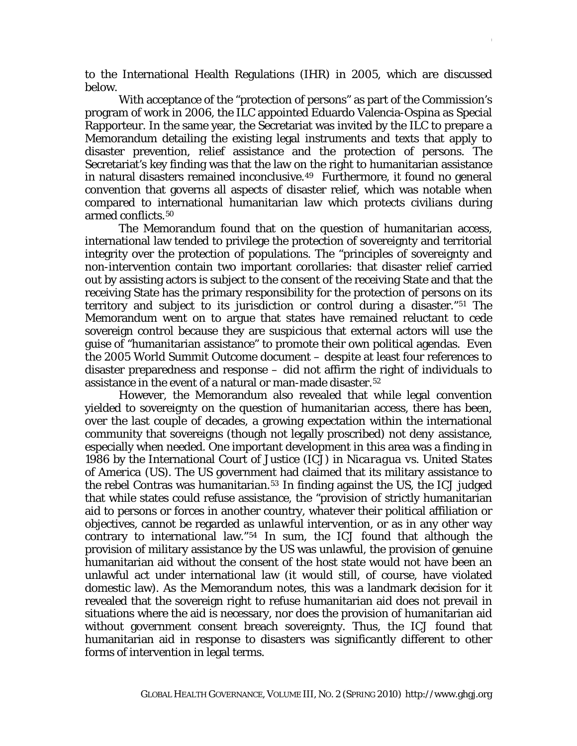to the International Health Regulations (IHR) in 2005, which are discussed below.

With acceptance of the "protection of persons" as part of the Commission's program of work in 2006, the ILC appointed Eduardo Valencia-Ospina as Special Rapporteur. In the same year, the Secretariat was invited by the ILC to prepare a Memorandum detailing the existing legal instruments and texts that apply to disaster prevention, relief assistance and the protection of persons. The Secretariat's key finding was that the law on the right to humanitarian assistance in natural disasters remained inconclusive.[49] Furthermore, it found no general convention that governs all aspects of disaster relief, which was notable when compared to international humanitarian law which protects civilians during armed conflicts.[50]

The Memorandum found that on the question of humanitarian access, international law tended to privilege the protection of sovereignty and territorial integrity over the protection of populations. The "principles of sovereignty and non-intervention contain two important corollaries: that disaster relief carried out by assisting actors is subject to the consent of the receiving State and that the receiving State has the primary responsibility for the protection of persons on its territory and subject to its jurisdiction or control during a disaster."[51] The Memorandum went on to argue that states have remained reluctant to cede sovereign control because they are suspicious that external actors will use the guise of "humanitarian assistance" to promote their own political agendas. Even the 2005 World Summit Outcome document – despite at least four references to disaster preparedness and response – did not affirm the right of individuals to assistance in the event of a natural or man-made disaster.[52]

However, the Memorandum also revealed that while legal convention yielded to sovereignty on the question of humanitarian access, there has been, over the last couple of decades, a growing expectation within the international community that sovereigns (though not legally proscribed) not deny assistance, especially when needed. One important development in this area was a finding in 1986 by the International Court of Justice (ICJ) in *Nicaragua vs. United States of America* (US). The US government had claimed that its military assistance to the rebel Contras was humanitarian.[53] In finding against the US, the ICJ judged that while states could refuse assistance, the "provision of strictly humanitarian aid to persons or forces in another country, whatever their political affiliation or objectives, cannot be regarded as unlawful intervention, or as in any other way contrary to international law."[54] In sum, the ICJ found that although the provision of military assistance by the US was unlawful, the provision of genuine humanitarian aid without the consent of the host state would not have been an unlawful act under international law (it would still, of course, have violated domestic law). As the Memorandum notes, this was a landmark decision for it revealed that the sovereign right to refuse humanitarian aid does not prevail in situations where the aid is necessary, nor does the provision of humanitarian aid without government consent breach sovereignty. Thus, the ICJ found that humanitarian aid in response to disasters was significantly different to other forms of intervention in legal terms.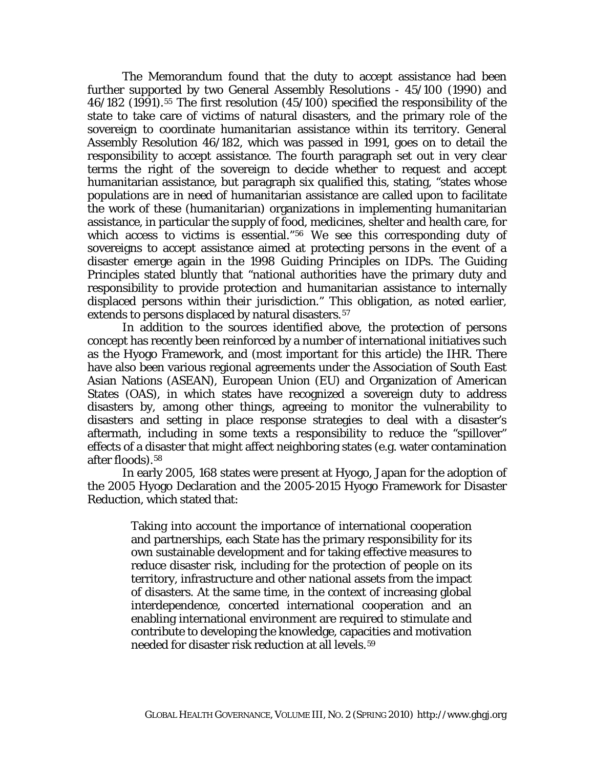The Memorandum found that the duty to accept assistance had been further supported by two General Assembly Resolutions - 45/100 (1990) and 46/182 (1991).[55] The first resolution (45/100) specified the responsibility of the state to take care of victims of natural disasters, and the primary role of the sovereign to coordinate humanitarian assistance within its territory. General Assembly Resolution 46/182, which was passed in 1991, goes on to detail the responsibility to accept assistance. The fourth paragraph set out in very clear terms the right of the sovereign to decide whether to request and accept humanitarian assistance, but paragraph six qualified this, stating, "states whose populations are in need of humanitarian assistance are called upon to facilitate the work of these (humanitarian) organizations in implementing humanitarian assistance, in particular the supply of food, medicines, shelter and health care, for which access to victims is essential."[56] We see this corresponding duty of sovereigns to accept assistance aimed at protecting persons in the event of a disaster emerge again in the 1998 Guiding Principles on IDPs. The Guiding Principles stated bluntly that "national authorities have the primary duty and responsibility to provide protection and humanitarian assistance to internally displaced persons within their jurisdiction." This obligation, as noted earlier, extends to persons displaced by natural disasters.[57]

In addition to the sources identified above, the protection of persons concept has recently been reinforced by a number of international initiatives such as the Hyogo Framework, and (most important for this article) the IHR. There have also been various regional agreements under the Association of South East Asian Nations (ASEAN), European Union (EU) and Organization of American States (OAS), in which states have recognized a sovereign duty to address disasters by, among other things, agreeing to monitor the vulnerability to disasters and setting in place response strategies to deal with a disaster's aftermath, including in some texts a responsibility to reduce the "spillover" effects of a disaster that might affect neighboring states (e.g. water contamination after floods).[58]

In early 2005, 168 states were present at Hyogo, Japan for the adoption of the 2005 Hyogo Declaration and the 2005-2015 Hyogo Framework for Disaster Reduction, which stated that:

> Taking into account the importance of international cooperation and partnerships, each State has the primary responsibility for its own sustainable development and for taking effective measures to reduce disaster risk, including for the protection of people on its territory, infrastructure and other national assets from the impact of disasters. At the same time, in the context of increasing global interdependence, concerted international cooperation and an enabling international environment are required to stimulate and contribute to developing the knowledge, capacities and motivation needed for disaster risk reduction at all levels.[59]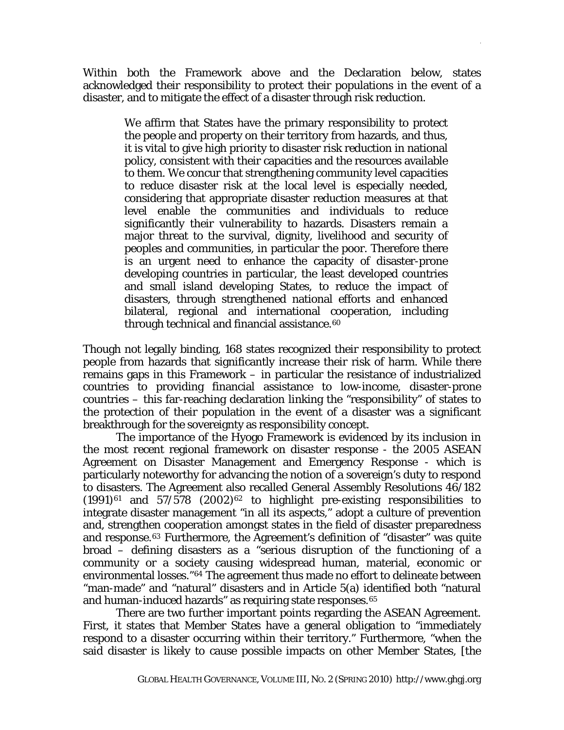Within both the Framework above and the Declaration below, states acknowledged their responsibility to protect their populations in the event of a disaster, and to mitigate the effect of a disaster through risk reduction.

> We affirm that States have the primary responsibility to protect the people and property on their territory from hazards, and thus, it is vital to give high priority to disaster risk reduction in national policy, consistent with their capacities and the resources available to them. We concur that strengthening community level capacities to reduce disaster risk at the local level is especially needed, considering that appropriate disaster reduction measures at that level enable the communities and individuals to reduce significantly their vulnerability to hazards. Disasters remain a major threat to the survival, dignity, livelihood and security of peoples and communities, in particular the poor. Therefore there is an urgent need to enhance the capacity of disaster-prone developing countries in particular, the least developed countries and small island developing States, to reduce the impact of disasters, through strengthened national efforts and enhanced bilateral, regional and international cooperation, including through technical and financial assistance.[60]

Though not legally binding, 168 states recognized their responsibility to protect people from hazards that significantly increase their risk of harm. While there remains gaps in this Framework – in particular the resistance of industrialized countries to providing financial assistance to low-income, disaster-prone countries – this far-reaching declaration linking the "responsibility" of states to the protection of their population in the event of a disaster was a significant breakthrough for the sovereignty as responsibility concept.

The importance of the Hyogo Framework is evidenced by its inclusion in the most recent regional framework on disaster response - the 2005 ASEAN Agreement on Disaster Management and Emergency Response - which is particularly noteworthy for advancing the notion of a sovereign's duty to respond to disasters. The Agreement also recalled General Assembly Resolutions 46/182 (1991)[61] and 57/578 (2002)[62] to highlight pre-existing responsibilities to integrate disaster management "in all its aspects," adopt a culture of prevention and, strengthen cooperation amongst states in the field of disaster preparedness and response.[63] Furthermore, the Agreement's definition of "disaster" was quite broad – defining disasters as a "serious disruption of the functioning of a community or a society causing widespread human, material, economic or environmental losses."[64] The agreement thus made no effort to delineate between "man-made" and "natural" disasters and in Article 5(a) identified both "natural and human-induced hazards" as requiring state responses.[65]

There are two further important points regarding the ASEAN Agreement. First, it states that Member States have a general obligation to "immediately respond to a disaster occurring within their territory." Furthermore, "when the said disaster is likely to cause possible impacts on other Member States, [the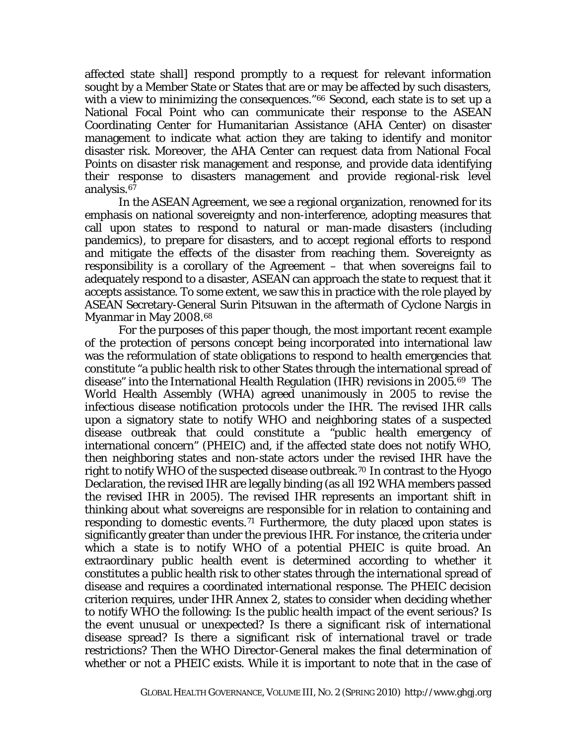affected state shall] respond promptly to a request for relevant information sought by a Member State or States that are or may be affected by such disasters, with a view to minimizing the consequences."[66] Second, each state is to set up a National Focal Point who can communicate their response to the ASEAN Coordinating Center for Humanitarian Assistance (AHA Center) on disaster management to indicate what action they are taking to identify and monitor disaster risk. Moreover, the AHA Center can request data from National Focal Points on disaster risk management and response, and provide data identifying their response to disasters management and provide regional-risk level analysis.[67]

In the ASEAN Agreement, we see a regional organization, renowned for its emphasis on national sovereignty and non-interference, adopting measures that call upon states to respond to natural or man-made disasters (including pandemics), to prepare for disasters, and to accept regional efforts to respond and mitigate the effects of the disaster from reaching them. Sovereignty as responsibility is a corollary of the Agreement – that when sovereigns fail to adequately respond to a disaster, ASEAN can approach the state to request that it accepts assistance. To some extent, we saw this in practice with the role played by ASEAN Secretary-General Surin Pitsuwan in the aftermath of Cyclone Nargis in Myanmar in May 2008.[68]

For the purposes of this paper though, the most important recent example of the protection of persons concept being incorporated into international law was the reformulation of state obligations to respond to health emergencies that constitute "a public health risk to other States through the international spread of disease" into the International Health Regulation (IHR) revisions in 2005.[69] The World Health Assembly (WHA) agreed unanimously in 2005 to revise the infectious disease notification protocols under the IHR. The revised IHR calls upon a signatory state to notify WHO and neighboring states of a suspected disease outbreak that could constitute a "public health emergency of international concern" (PHEIC) and, if the affected state does not notify WHO, then neighboring states and non-state actors under the revised IHR have the right to notify WHO of the suspected disease outbreak.[70] In contrast to the Hyogo Declaration, the revised IHR are legally binding (as all 192 WHA members passed the revised IHR in 2005). The revised IHR represents an important shift in thinking about what sovereigns are responsible for in relation to containing and responding to domestic events.[71] Furthermore, the duty placed upon states is significantly greater than under the previous IHR. For instance, the criteria under which a state is to notify WHO of a potential PHEIC is quite broad. An extraordinary public health event is determined according to whether it constitutes a public health risk to other states through the international spread of disease and requires a coordinated international response. The PHEIC decision criterion requires, under IHR Annex 2, states to consider when deciding whether to notify WHO the following: Is the public health impact of the event serious? Is the event unusual or unexpected? Is there a significant risk of international disease spread? Is there a significant risk of international travel or trade restrictions? Then the WHO Director-General makes the final determination of whether or not a PHEIC exists. While it is important to note that in the case of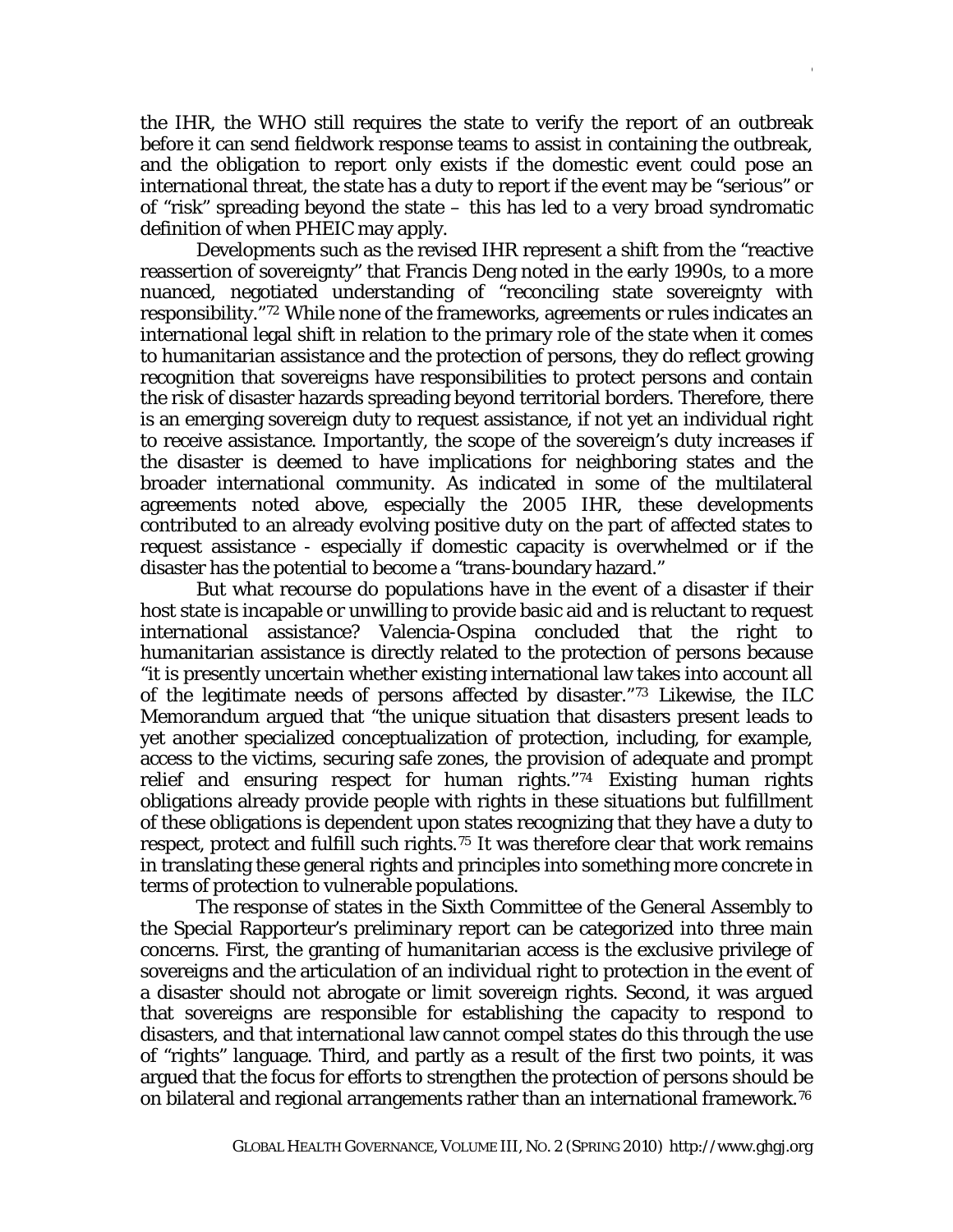the IHR, the WHO still requires the state to verify the report of an outbreak before it can send fieldwork response teams to assist in containing the outbreak, and the obligation to report only exists if the domestic event could pose an international threat, the state has a duty to report if the event may be "serious" or of "risk" spreading beyond the state – this has led to a very broad syndromatic definition of when PHEIC may apply.

Developments such as the revised IHR represent a shift from the "reactive reassertion of sovereignty" that Francis Deng noted in the early 1990s, to a more nuanced, negotiated understanding of "reconciling state sovereignty with responsibility."[72] While none of the frameworks, agreements or rules indicates an international legal shift in relation to the primary role of the state when it comes to humanitarian assistance and the protection of persons, they do reflect growing recognition that sovereigns have responsibilities to protect persons and contain the risk of disaster hazards spreading beyond territorial borders. Therefore, there is an emerging sovereign duty to request assistance, if not yet an individual right to receive assistance. Importantly, the scope of the sovereign's duty increases if the disaster is deemed to have implications for neighboring states and the broader international community. As indicated in some of the multilateral agreements noted above, especially the 2005 IHR, these developments contributed to an already evolving positive duty on the part of affected states to request assistance - especially if domestic capacity is overwhelmed or if the disaster has the potential to become a "trans-boundary hazard."

But what recourse do populations have in the event of a disaster if their host state is incapable or unwilling to provide basic aid and is reluctant to request international assistance? Valencia-Ospina concluded that the right to humanitarian assistance is directly related to the protection of persons because "it is presently uncertain whether existing international law takes into account all of the legitimate needs of persons affected by disaster."[73] Likewise, the ILC Memorandum argued that "the unique situation that disasters present leads to yet another specialized conceptualization of protection, including, for example, access to the victims, securing safe zones, the provision of adequate and prompt relief and ensuring respect for human rights."[74] Existing human rights obligations already provide people with rights in these situations but fulfillment of these obligations is dependent upon states recognizing that they have a duty to respect, protect and fulfill such rights.[75] It was therefore clear that work remains in translating these general rights and principles into something more concrete in terms of protection to vulnerable populations.

The response of states in the Sixth Committee of the General Assembly to the Special Rapporteur's preliminary report can be categorized into three main concerns. First, the granting of humanitarian access is the exclusive privilege of sovereigns and the articulation of an individual right to protection in the event of a disaster should not abrogate or limit sovereign rights. Second, it was argued that sovereigns are responsible for establishing the capacity to respond to disasters, and that international law cannot compel states do this through the use of "rights" language. Third, and partly as a result of the first two points, it was argued that the focus for efforts to strengthen the protection of persons should be on bilateral and regional arrangements rather than an international framework.[76]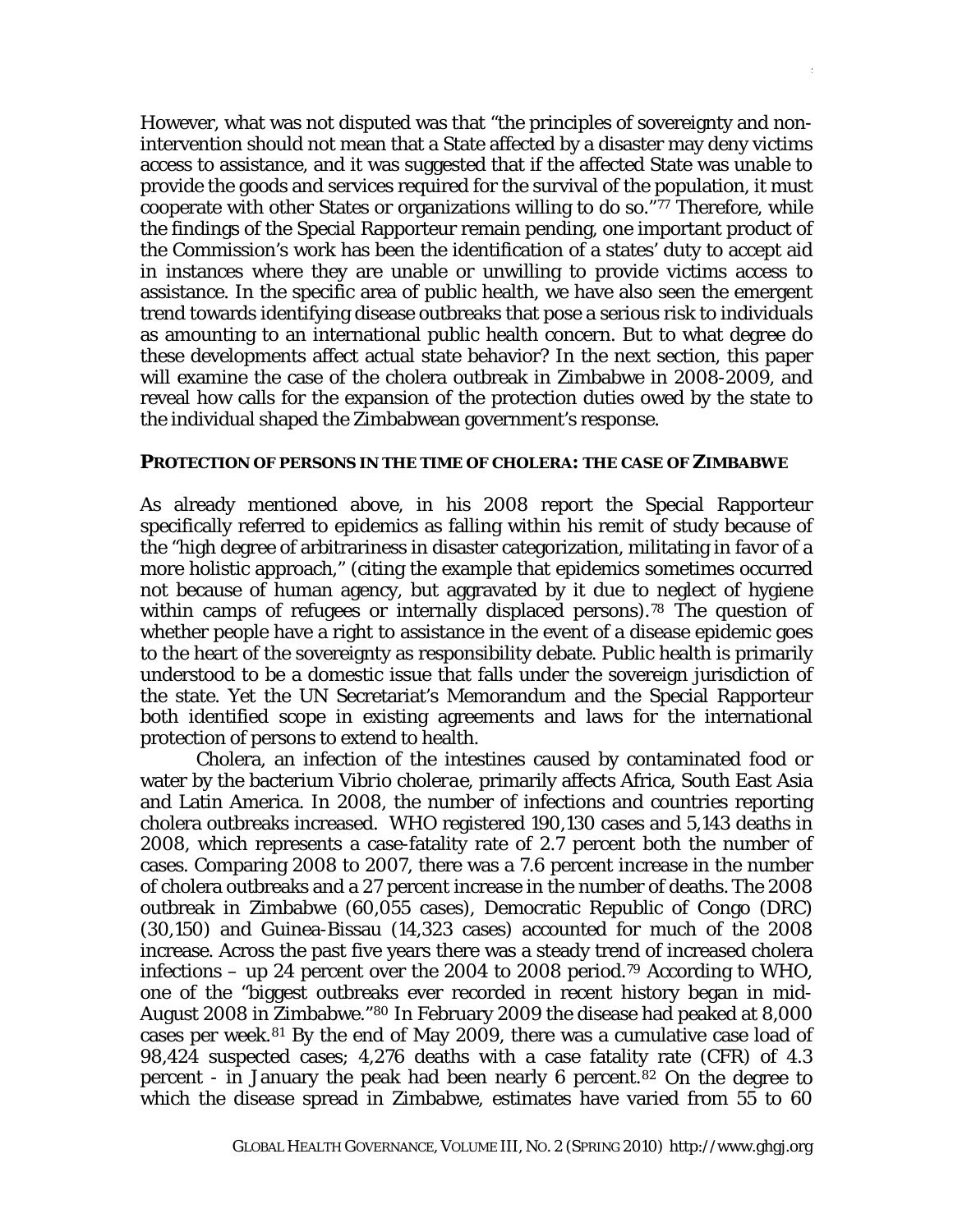However, what was not disputed was that "the principles of sovereignty and non-intervention should not mean that a State affected by a disaster may deny victims access to assistance, and it was suggested that if the affected State was unable to provide the goods and services required for the survival of the population, it must cooperate with other States or organizations willing to do so."[77] Therefore, while the findings of the Special Rapporteur remain pending, one important product of the Commission's work has been the identification of a states' duty to accept aid in instances where they are unable or unwilling to provide victims access to assistance. In the specific area of public health, we have also seen the emergent trend towards identifying disease outbreaks that pose a serious risk to individuals as amounting to an international public health concern. But to what degree do these developments affect actual state behavior? In the next section, this paper will examine the case of the cholera outbreak in Zimbabwe in 2008-2009, and reveal how calls for the expansion of the protection duties owed by the state to the individual shaped the Zimbabwean government's response.

## PROTECTION OF PERSONS IN THE TIME OF CHOLERA: THE CASE OF ZIMBABWE

As already mentioned above, in his 2008 report the Special Rapporteur specifically referred to epidemics as falling within his remit of study because of the "high degree of arbitrariness in disaster categorization, militating in favor of a more holistic approach," (citing the example that epidemics sometimes occurred not because of human agency, but aggravated by it due to neglect of hygiene within camps of refugees or internally displaced persons).[78] The question of whether people have a right to assistance in the event of a disease epidemic goes to the heart of the sovereignty as responsibility debate. Public health is primarily understood to be a domestic issue that falls under the sovereign jurisdiction of the state. Yet the UN Secretariat's Memorandum and the Special Rapporteur both identified scope in existing agreements and laws for the international protection of persons to extend to health.

Cholera, an infection of the intestines caused by contaminated food or water by the bacterium *Vibrio cholerae*, primarily affects Africa, South East Asia and Latin America. In 2008, the number of infections and countries reporting cholera outbreaks increased. WHO registered 190,130 cases and 5,143 deaths in 2008, which represents a case-fatality rate of 2.7 percent both the number of cases. Comparing 2008 to 2007, there was a 7.6 percent increase in the number of cholera outbreaks and a 27 percent increase in the number of deaths. The 2008 outbreak in Zimbabwe (60,055 cases), Democratic Republic of Congo (DRC) (30,150) and Guinea-Bissau (14,323 cases) accounted for much of the 2008 increase. Across the past five years there was a steady trend of increased cholera infections – up 24 percent over the 2004 to 2008 period.[79] According to WHO, one of the "biggest outbreaks ever recorded in recent history began in mid-August 2008 in Zimbabwe."[80] In February 2009 the disease had peaked at 8,000 cases per week.[81] By the end of May 2009, there was a cumulative case load of 98,424 suspected cases; 4,276 deaths with a case fatality rate (CFR) of 4.3 percent - in January the peak had been nearly 6 percent.[82] On the degree to which the disease spread in Zimbabwe, estimates have varied from 55 to 60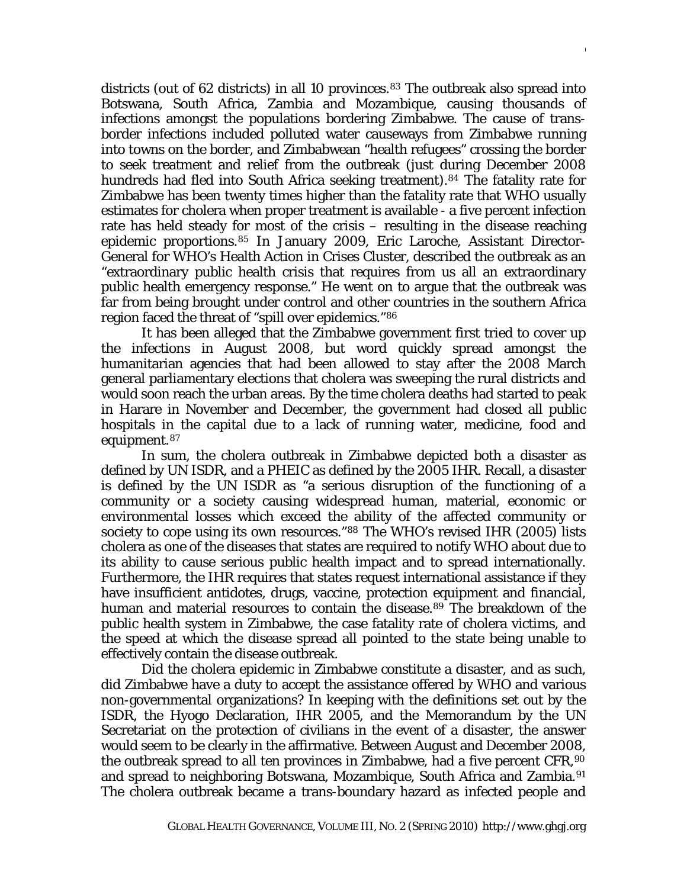districts (out of 62 districts) in all 10 provinces.[83] The outbreak also spread into Botswana, South Africa, Zambia and Mozambique, causing thousands of infections amongst the populations bordering Zimbabwe. The cause of trans-border infections included polluted water causeways from Zimbabwe running into towns on the border, and Zimbabwean "health refugees" crossing the border to seek treatment and relief from the outbreak (just during December 2008 hundreds had fled into South Africa seeking treatment).[84] The fatality rate for Zimbabwe has been twenty times higher than the fatality rate that WHO usually estimates for cholera when proper treatment is available - a five percent infection rate has held steady for most of the crisis – resulting in the disease reaching epidemic proportions.[85] In January 2009, Eric Laroche, Assistant Director-General for WHO's Health Action in Crises Cluster, described the outbreak as an "extraordinary public health crisis that requires from us all an extraordinary public health emergency response." He went on to argue that the outbreak was far from being brought under control and other countries in the southern Africa region faced the threat of "spill over epidemics."[86]

It has been alleged that the Zimbabwe government first tried to cover up the infections in August 2008, but word quickly spread amongst the humanitarian agencies that had been allowed to stay after the 2008 March general parliamentary elections that cholera was sweeping the rural districts and would soon reach the urban areas. By the time cholera deaths had started to peak in Harare in November and December, the government had closed all public hospitals in the capital due to a lack of running water, medicine, food and equipment.[87]

In sum, the cholera outbreak in Zimbabwe depicted both a disaster as defined by UN ISDR, and a PHEIC as defined by the 2005 IHR. Recall, a disaster is defined by the UN ISDR as "a serious disruption of the functioning of a community or a society causing widespread human, material, economic or environmental losses which exceed the ability of the affected community or society to cope using its own resources."[88] The WHO's revised IHR (2005) lists cholera as one of the diseases that states are required to notify WHO about due to its ability to cause serious public health impact and to spread internationally. Furthermore, the IHR requires that states request international assistance if they have insufficient antidotes, drugs, vaccine, protection equipment and financial, human and material resources to contain the disease.[89] The breakdown of the public health system in Zimbabwe, the case fatality rate of cholera victims, and the speed at which the disease spread all pointed to the state being unable to effectively contain the disease outbreak.

Did the cholera epidemic in Zimbabwe constitute a disaster, and as such, did Zimbabwe have a duty to accept the assistance offered by WHO and various non-governmental organizations? In keeping with the definitions set out by the ISDR, the Hyogo Declaration, IHR 2005, and the Memorandum by the UN Secretariat on the protection of civilians in the event of a disaster, the answer would seem to be clearly in the affirmative. Between August and December 2008, the outbreak spread to all ten provinces in Zimbabwe, had a five percent CFR,[90] and spread to neighboring Botswana, Mozambique, South Africa and Zambia.[91] The cholera outbreak became a trans-boundary hazard as infected people and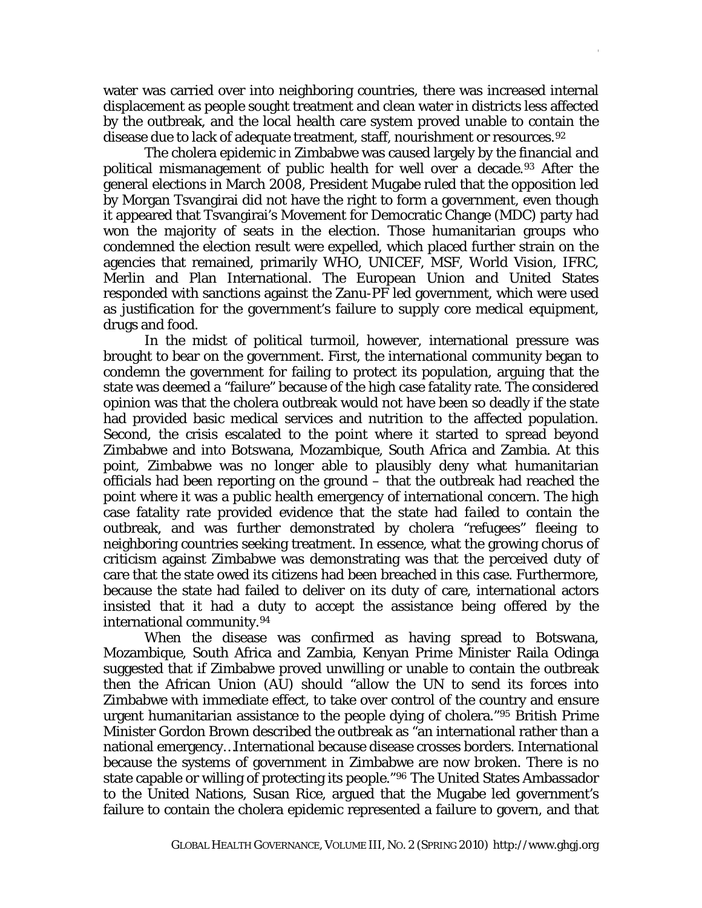water was carried over into neighboring countries, there was increased internal displacement as people sought treatment and clean water in districts less affected by the outbreak, and the local health care system proved unable to contain the disease due to lack of adequate treatment, staff, nourishment or resources.[92]

The cholera epidemic in Zimbabwe was caused largely by the financial and political mismanagement of public health for well over a decade.[93] After the general elections in March 2008, President Mugabe ruled that the opposition led by Morgan Tsvangirai did not have the right to form a government, even though it appeared that Tsvangirai's Movement for Democratic Change (MDC) party had won the majority of seats in the election. Those humanitarian groups who condemned the election result were expelled, which placed further strain on the agencies that remained, primarily WHO, UNICEF, MSF, World Vision, IFRC, Merlin and Plan International. The European Union and United States responded with sanctions against the Zanu-PF led government, which were used as justification for the government's failure to supply core medical equipment, drugs and food.

In the midst of political turmoil, however, international pressure was brought to bear on the government. First, the international community began to condemn the government for failing to protect its population, arguing that the state was deemed a "failure" because of the high case fatality rate. The considered opinion was that the cholera outbreak would not have been so deadly if the state had provided basic medical services and nutrition to the affected population. Second, the crisis escalated to the point where it started to spread beyond Zimbabwe and into Botswana, Mozambique, South Africa and Zambia. At this point, Zimbabwe was no longer able to plausibly deny what humanitarian officials had been reporting on the ground – that the outbreak had reached the point where it was a public health emergency of international concern. The high case fatality rate provided evidence that the state had failed to contain the outbreak, and was further demonstrated by cholera "refugees" fleeing to neighboring countries seeking treatment. In essence, what the growing chorus of criticism against Zimbabwe was demonstrating was that the perceived duty of care that the state owed its citizens had been breached in this case. Furthermore, because the state had failed to deliver on its duty of care, international actors insisted that it had a duty to accept the assistance being offered by the international community.[94]

When the disease was confirmed as having spread to Botswana, Mozambique, South Africa and Zambia, Kenyan Prime Minister Raila Odinga suggested that if Zimbabwe proved unwilling or unable to contain the outbreak then the African Union (AU) should "allow the UN to send its forces into Zimbabwe with immediate effect, to take over control of the country and ensure urgent humanitarian assistance to the people dying of cholera."[95] British Prime Minister Gordon Brown described the outbreak as "an international rather than a national emergency…International because disease crosses borders. International because the systems of government in Zimbabwe are now broken. There is no state capable or willing of protecting its people."[96] The United States Ambassador to the United Nations, Susan Rice, argued that the Mugabe led government's failure to contain the cholera epidemic represented a failure to govern, and that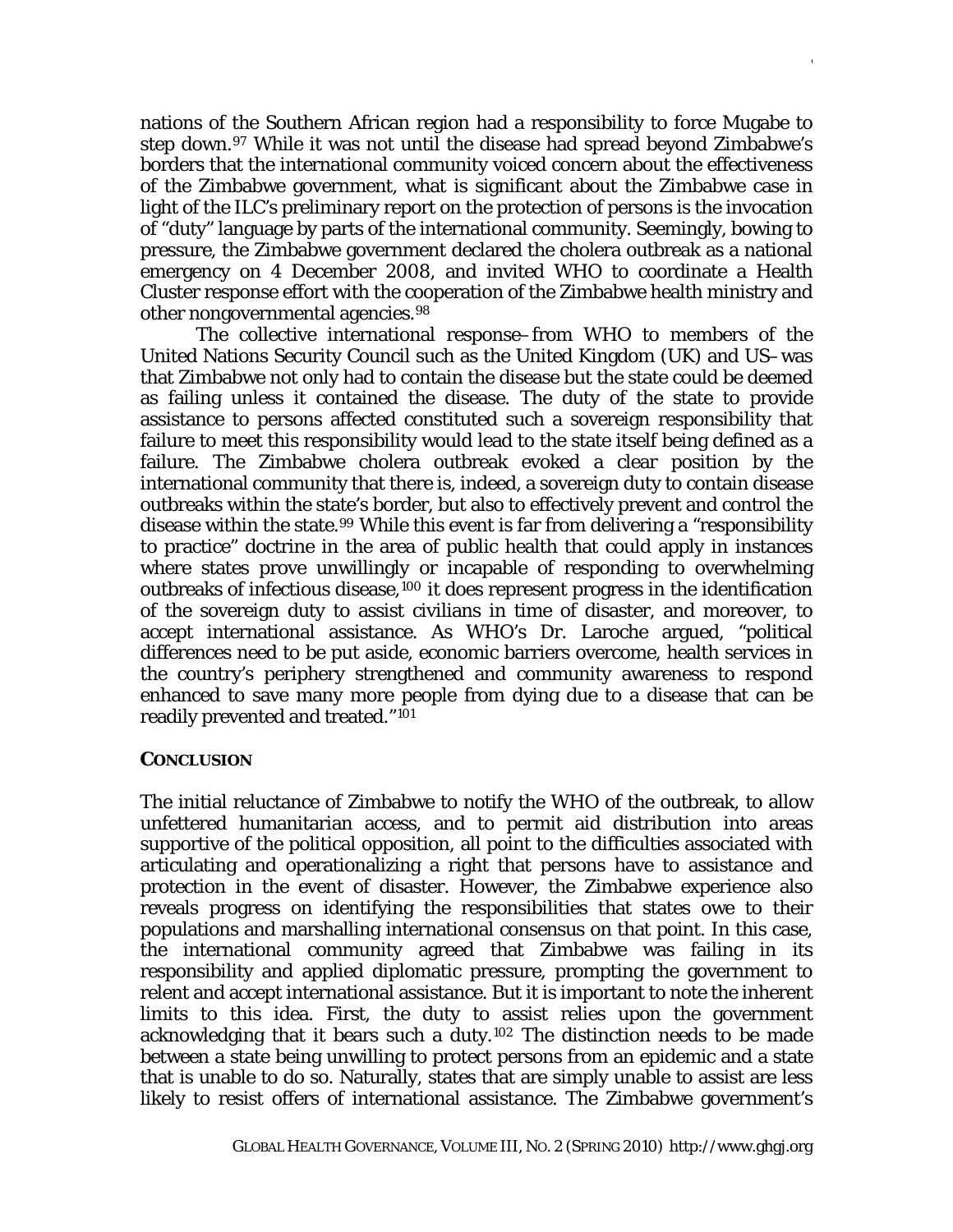nations of the Southern African region had a responsibility to force Mugabe to step down.[97] While it was not until the disease had spread beyond Zimbabwe's borders that the international community voiced concern about the effectiveness of the Zimbabwe government, what is significant about the Zimbabwe case in light of the ILC's preliminary report on the protection of persons is the invocation of "duty" language by parts of the international community. Seemingly, bowing to pressure, the Zimbabwe government declared the cholera outbreak as a national emergency on 4 December 2008, and invited WHO to coordinate a Health Cluster response effort with the cooperation of the Zimbabwe health ministry and other nongovernmental agencies.[98]

The collective international response–from WHO to members of the United Nations Security Council such as the United Kingdom (UK) and US–was that Zimbabwe not only had to contain the disease but the state could be deemed as failing unless it contained the disease. The duty of the state to provide assistance to persons affected constituted such a sovereign responsibility that failure to meet this responsibility would lead to the state itself being defined as a failure. The Zimbabwe cholera outbreak evoked a clear position by the international community that there is, indeed, a sovereign duty to contain disease outbreaks within the state's border, but also to effectively prevent and control the disease within the state.[99] While this event is far from delivering a "responsibility to practice" doctrine in the area of public health that could apply in instances where states prove unwillingly or incapable of responding to overwhelming outbreaks of infectious disease,[100] it does represent progress in the identification of the sovereign duty to assist civilians in time of disaster, and moreover, to accept international assistance. As WHO's Dr. Laroche argued, "political differences need to be put aside, economic barriers overcome, health services in the country's periphery strengthened and community awareness to respond enhanced to save many more people from dying due to a disease that can be readily prevented and treated."[101]

## CONCLUSION

The initial reluctance of Zimbabwe to notify the WHO of the outbreak, to allow unfettered humanitarian access, and to permit aid distribution into areas supportive of the political opposition, all point to the difficulties associated with articulating and operationalizing a right that persons have to assistance and protection in the event of disaster. However, the Zimbabwe experience also reveals progress on identifying the responsibilities that states owe to their populations and marshalling international consensus on that point. In this case, the international community agreed that Zimbabwe was failing in its responsibility and applied diplomatic pressure, prompting the government to relent and accept international assistance. But it is important to note the inherent limits to this idea. First, the duty to assist relies upon the government acknowledging that it bears such a duty.[102] The distinction needs to be made between a state being unwilling to protect persons from an epidemic and a state that is unable to do so. Naturally, states that are simply unable to assist are less likely to resist offers of international assistance. The Zimbabwe government's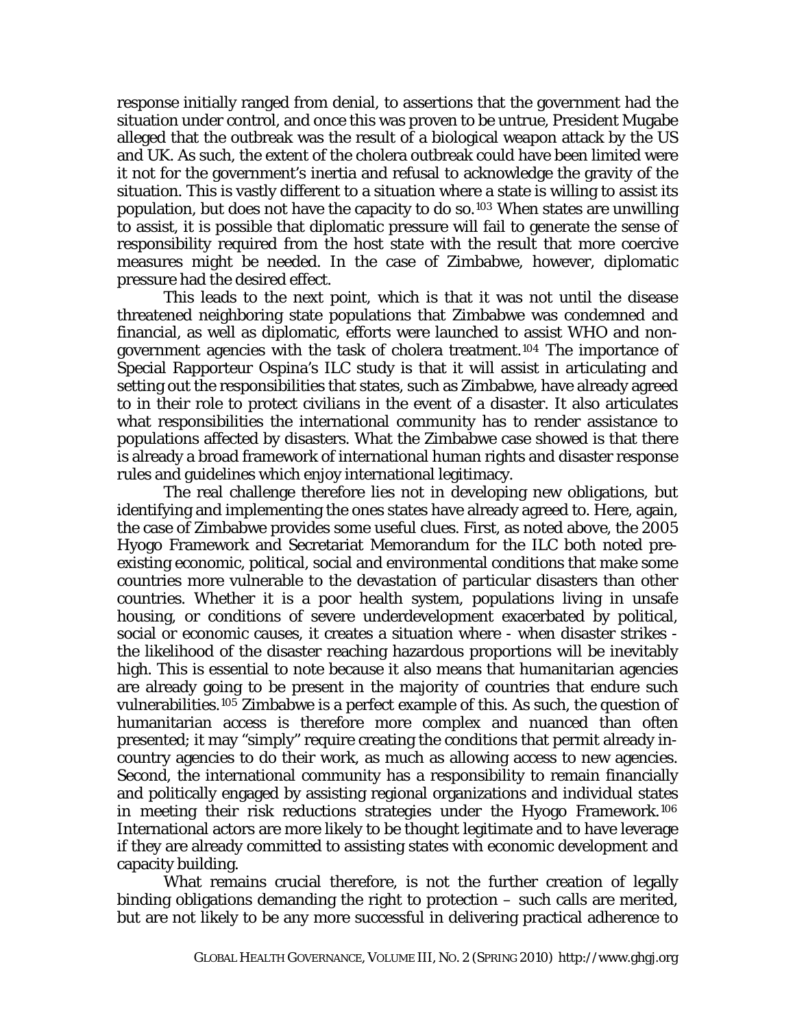response initially ranged from denial, to assertions that the government had the situation under control, and once this was proven to be untrue, President Mugabe alleged that the outbreak was the result of a biological weapon attack by the US and UK. As such, the extent of the cholera outbreak could have been limited were it not for the government's inertia and refusal to acknowledge the gravity of the situation. This is vastly different to a situation where a state is willing to assist its population, but does not have the capacity to do so.[103] When states are unwilling to assist, it is possible that diplomatic pressure will fail to generate the sense of responsibility required from the host state with the result that more coercive measures might be needed. In the case of Zimbabwe, however, diplomatic pressure had the desired effect.

This leads to the next point, which is that it was not until the disease threatened neighboring state populations that Zimbabwe was condemned and financial, as well as diplomatic, efforts were launched to assist WHO and non-government agencies with the task of cholera treatment.[104] The importance of Special Rapporteur Ospina's ILC study is that it will assist in articulating and setting out the responsibilities that states, such as Zimbabwe, have already agreed to in their role to protect civilians in the event of a disaster. It also articulates what responsibilities the international community has to render assistance to populations affected by disasters. What the Zimbabwe case showed is that there is already a broad framework of international human rights and disaster response rules and guidelines which enjoy international legitimacy.

The real challenge therefore lies not in developing new obligations, but identifying and implementing the ones states have already agreed to. Here, again, the case of Zimbabwe provides some useful clues. First, as noted above, the 2005 Hyogo Framework and Secretariat Memorandum for the ILC both noted pre-existing economic, political, social and environmental conditions that make some countries more vulnerable to the devastation of particular disasters than other countries. Whether it is a poor health system, populations living in unsafe housing, or conditions of severe underdevelopment exacerbated by political, social or economic causes, it creates a situation where - when disaster strikes - the likelihood of the disaster reaching hazardous proportions will be inevitably high. This is essential to note because it also means that humanitarian agencies are already going to be present in the majority of countries that endure such vulnerabilities.[105] Zimbabwe is a perfect example of this. As such, the question of humanitarian access is therefore more complex and nuanced than often presented; it may "simply" require creating the conditions that permit already in-country agencies to do their work, as much as allowing access to new agencies. Second, the international community has a responsibility to remain financially and politically engaged by assisting regional organizations and individual states in meeting their risk reductions strategies under the Hyogo Framework.[106] International actors are more likely to be thought legitimate and to have leverage if they are already committed to assisting states with economic development and capacity building.

What remains crucial therefore, is not the further creation of legally binding obligations demanding the right to protection – such calls are merited, but are not likely to be any more successful in delivering practical adherence to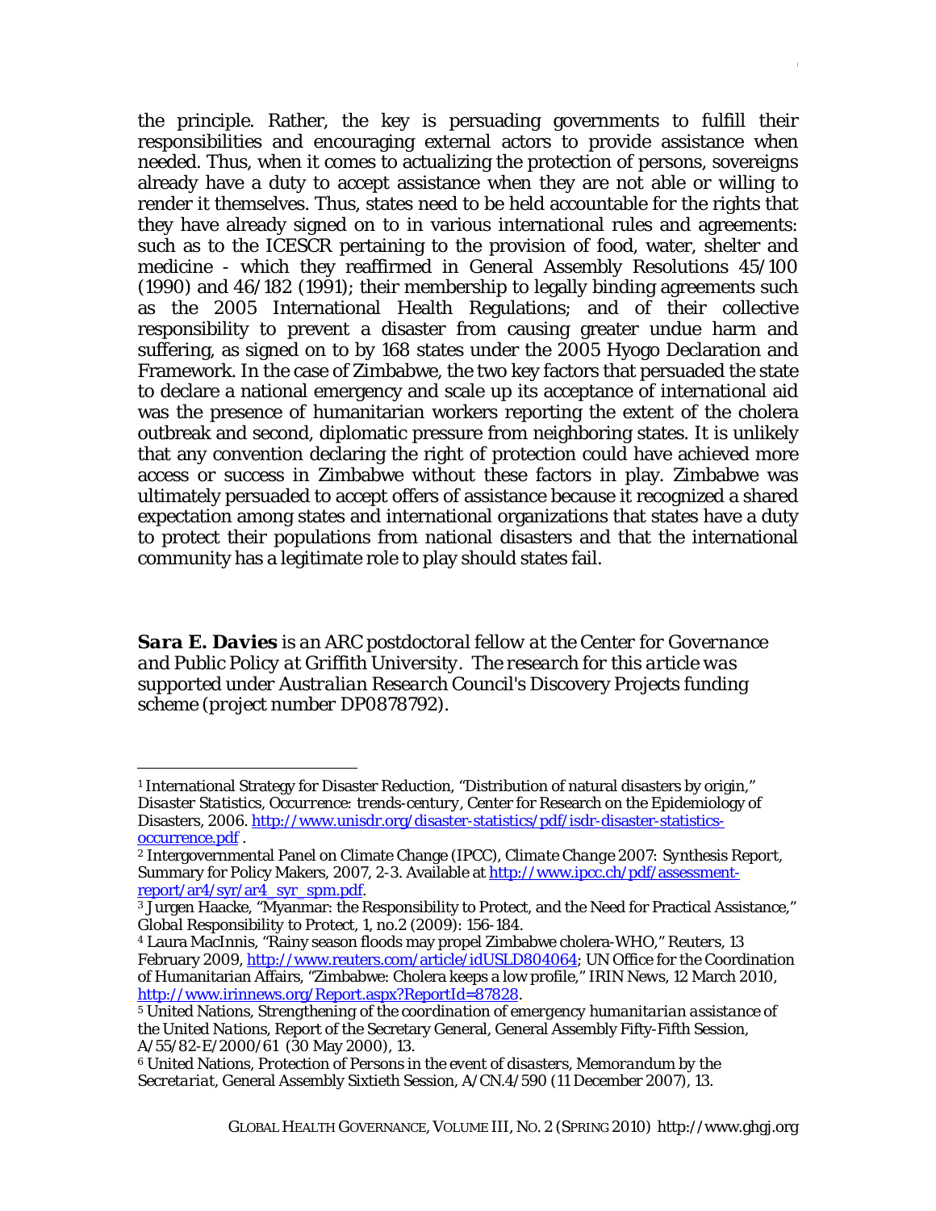the principle. Rather, the key is persuading governments to fulfill their responsibilities and encouraging external actors to provide assistance when needed. Thus, when it comes to actualizing the protection of persons, sovereigns already have a duty to accept assistance when they are not able or willing to render it themselves. Thus, states need to be held accountable for the rights that they have already signed on to in various international rules and agreements: such as to the ICESCR pertaining to the provision of food, water, shelter and medicine - which they reaffirmed in General Assembly Resolutions 45/100 (1990) and 46/182 (1991); their membership to legally binding agreements such as the 2005 International Health Regulations; and of their collective responsibility to prevent a disaster from causing greater undue harm and suffering, as signed on to by 168 states under the 2005 Hyogo Declaration and Framework. In the case of Zimbabwe, the two key factors that persuaded the state to declare a national emergency and scale up its acceptance of international aid was the presence of humanitarian workers reporting the extent of the cholera outbreak and second, diplomatic pressure from neighboring states. It is unlikely that any convention declaring the right of protection could have achieved more access or success in Zimbabwe without these factors in play. Zimbabwe was ultimately persuaded to accept offers of assistance because it recognized a shared expectation among states and international organizations that states have a duty to protect their populations from national disasters and that the international community has a legitimate role to play should states fail.

***Sara E. Davies*** *is an ARC postdoctoral fellow at the Center for Governance and Public Policy at Griffith University. The research for this article was supported under Australian Research Council's Discovery Projects funding scheme (project number DP0878792).*

---

[1] International Strategy for Disaster Reduction, "Distribution of natural disasters by origin," *Disaster Statistics, Occurrence: trends-century*, Center for Research on the Epidemiology of Disasters, 2006. http://www.unisdr.org/disaster-statistics/pdf/isdr-disaster-statistics-occurrence.pdf .

[2] Intergovernmental Panel on Climate Change (IPCC), *Climate Change 2007: Synthesis Report*, Summary for Policy Makers, 2007, 2-3. Available at http://www.ipcc.ch/pdf/assessment-report/ar4/syr/ar4_syr_spm.pdf.

[3] Jurgen Haacke, "Myanmar: the Responsibility to Protect, and the Need for Practical Assistance," *Global Responsibility to Protect*, 1, no.2 (2009): 156-184.

[4] Laura MacInnis, "Rainy season floods may propel Zimbabwe cholera-WHO," Reuters, 13 February 2009, http://www.reuters.com/article/idUSLD804064; UN Office for the Coordination of Humanitarian Affairs, "Zimbabwe: Cholera keeps a low profile," IRIN News, 12 March 2010, http://www.irinnews.org/Report.aspx?ReportId=87828.

[5] United Nations, *Strengthening of the coordination of emergency humanitarian assistance of the United Nations*, Report of the Secretary General, General Assembly Fifty-Fifth Session, A/55/82-E/2000/61 (30 May 2000), 13.

[6] United Nations, *Protection of Persons in the event of disasters, Memorandum by the Secretariat*, General Assembly Sixtieth Session, A/CN.4/590 (11 December 2007), 13.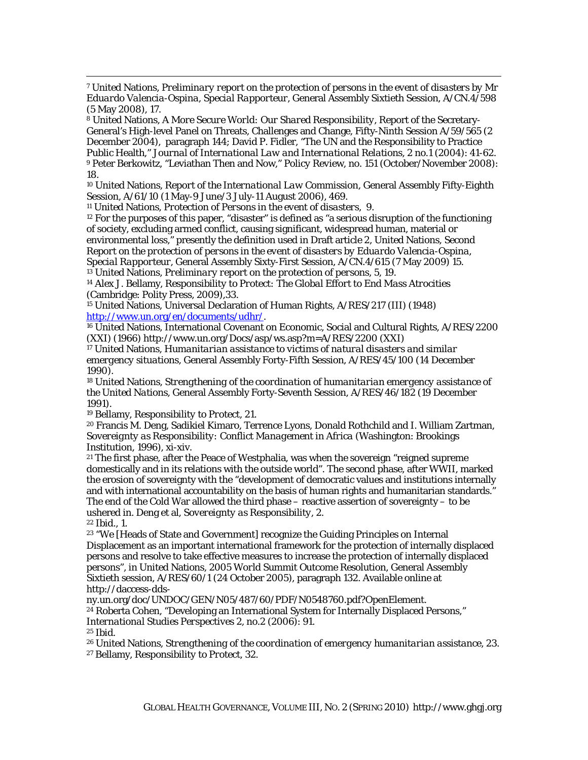[7] United Nations, *Preliminary report on the protection of persons in the event of disasters by Mr Eduardo Valencia-Ospina, Special Rapporteur*, General Assembly Sixtieth Session, A/CN.4/598 (5 May 2008), 17.

[8] United Nations, *A More Secure World: Our Shared Responsibility*, Report of the Secretary-General's High-level Panel on Threats, Challenges and Change, Fifty-Ninth Session A/59/565 (2 December 2004), paragraph 144; David P. Fidler, "The UN and the Responsibility to Practice Public Health," *Journal of International Law and International Relations*, 2 no.1 (2004): 41-62.

[9] Peter Berkowitz, "Leviathan Then and Now," Policy Review, no. 151 (October/November 2008): 18.

[10] United Nations, *Report of the International Law Commission*, General Assembly Fifty-Eighth Session, A/61/10 (1 May-9 June/3 July-11 August 2006), 469.

[11] United Nations, *Protection of Persons in the event of disasters*, 9.

[12] For the purposes of this paper, "disaster" is defined as "a serious disruption of the functioning of society, excluding armed conflict, causing significant, widespread human, material or environmental loss," presently the definition used in Draft article 2, United Nations, *Second Report on the protection of persons in the event of disasters by Eduardo Valencia-Ospina, Special Rapporteur*, General Assembly Sixty-First Session, A/CN.4/615 (7 May 2009) 15.

[13] United Nations, *Preliminary report on the protection of persons*, 5, 19.

[14] Alex J. Bellamy, *Responsibility to Protect: The Global Effort to End Mass Atrocities* (Cambridge: Polity Press, 2009),33.

[15] United Nations, Universal Declaration of Human Rights, A/RES/217 (III) (1948) http://www.un.org/en/documents/udhr/.

[16] United Nations, International Covenant on Economic, Social and Cultural Rights, A/RES/2200 (XXI) (1966) http://www.un.org/Docs/asp/ws.asp?m=A/RES/2200 (XXI)

[17] United Nations, *Humanitarian assistance to victims of natural disasters and similar emergency situations*, General Assembly Forty-Fifth Session, A/RES/45/100 (14 December 1990).

[18] United Nations, *Strengthening of the coordination of humanitarian emergency assistance of the United Nations*, General Assembly Forty-Seventh Session, A/RES/46/182 (19 December 1991).

[19] Bellamy, *Responsibility to Protect*, 21.

[20] Francis M. Deng, Sadikiel Kimaro, Terrence Lyons, Donald Rothchild and I. William Zartman, *Sovereignty as Responsibility: Conflict Management in Africa* (Washington: Brookings Institution, 1996), xi-xiv.

[21] The first phase, after the Peace of Westphalia, was when the sovereign "reigned supreme domestically and in its relations with the outside world". The second phase, after WWII, marked the erosion of sovereignty with the "development of democratic values and institutions internally and with international accountability on the basis of human rights and humanitarian standards." The end of the Cold War allowed the third phase – reactive assertion of sovereignty – to be ushered in. Deng et al, *Sovereignty as Responsibility*, 2.

[22] Ibid., 1.

[23] "We [Heads of State and Government] recognize the Guiding Principles on Internal Displacement as an important international framework for the protection of internally displaced persons and resolve to take effective measures to increase the protection of internally displaced persons", in United Nations, 2005 World Summit Outcome Resolution, General Assembly Sixtieth session, A/RES/60/1 (24 October 2005), paragraph 132. Available online at http://daccess-dds-ny.un.org/doc/UNDOC/GEN/N05/487/60/PDF/N0548760.pdf?OpenElement.

[24] Roberta Cohen, "Developing an International System for Internally Displaced Persons," *International Studies Perspectives* 2, no.2 (2006): 91.

[25] Ibid.

[26] United Nations, *Strengthening of the coordination of emergency humanitarian assistance*, 23.

[27] Bellamy, *Responsibility to Protect*, 32.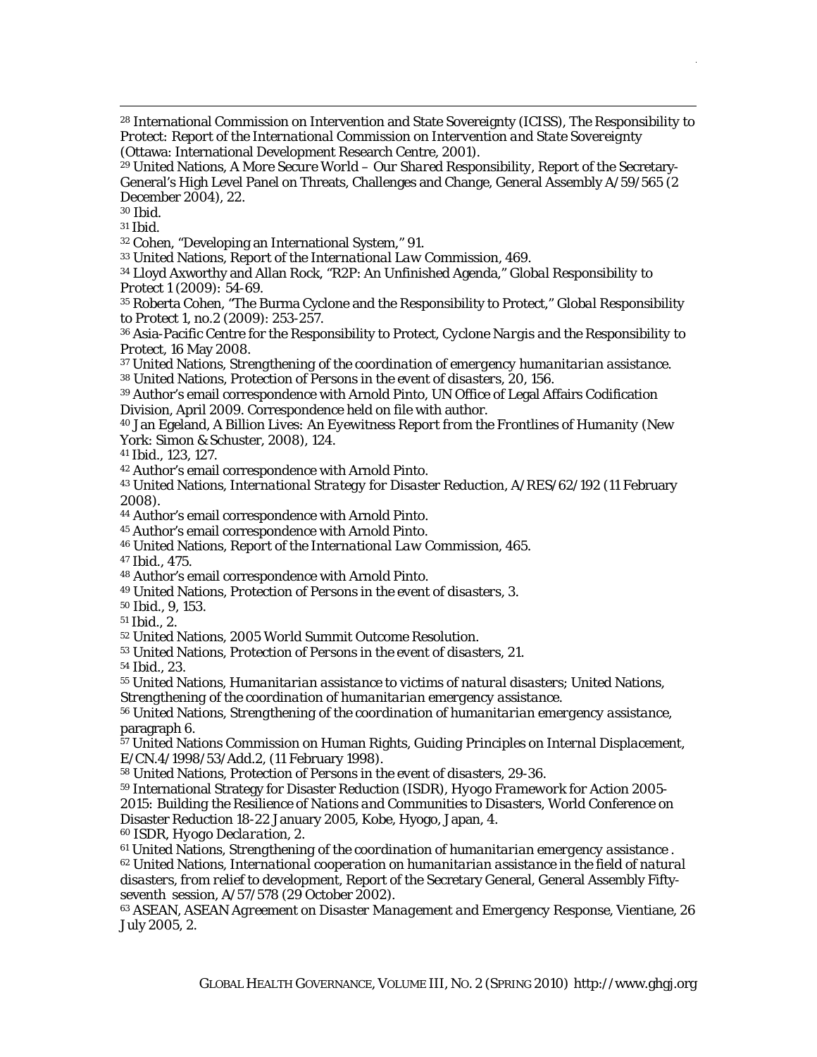[28] International Commission on Intervention and State Sovereignty (ICISS), *The Responsibility to Protect: Report of the International Commission on Intervention and State Sovereignty* (Ottawa: International Development Research Centre, 2001).

[29] United Nations, *A More Secure World – Our Shared Responsibility*, Report of the Secretary-General's High Level Panel on Threats, Challenges and Change, General Assembly A/59/565 (2 December 2004), 22.

[30] Ibid.

[31] Ibid.

[32] Cohen, "Developing an International System," 91.

[33] United Nations, *Report of the International Law Commission*, 469.

[34] Lloyd Axworthy and Allan Rock, "R2P: An Unfinished Agenda," *Global Responsibility to Protect* 1 (2009): 54-69.

[35] Roberta Cohen, "The Burma Cyclone and the Responsibility to Protect," *Global Responsibility to Protect* 1, no.2 (2009): 253-257.

[36] Asia-Pacific Centre for the Responsibility to Protect, *Cyclone Nargis and the Responsibility to Protect*, 16 May 2008.

[37] United Nations, *Strengthening of the coordination of emergency humanitarian assistance*.

[38] United Nations, *Protection of Persons in the event of disasters*, 20, 156.

[39] Author's email correspondence with Arnold Pinto, UN Office of Legal Affairs Codification Division, April 2009. Correspondence held on file with author.

[40] Jan Egeland, *A Billion Lives: An Eyewitness Report from the Frontlines of Humanity* (New York: Simon & Schuster, 2008), 124.

[41] Ibid., 123, 127.

[42] Author's email correspondence with Arnold Pinto.

[43] United Nations, *International Strategy for Disaster Reduction*, A/RES/62/192 (11 February 2008).

[44] Author's email correspondence with Arnold Pinto.

[45] Author's email correspondence with Arnold Pinto.

[46] United Nations, *Report of the International Law Commission*, 465.

[47] Ibid., 475.

[48] Author's email correspondence with Arnold Pinto.

[49] United Nations, *Protection of Persons in the event of disasters*, 3.

[50] Ibid., 9, 153.

[51] Ibid., 2.

[52] United Nations, *2005 World Summit Outcome Resolution*.

[53] United Nations, *Protection of Persons in the event of disasters*, 21.

[54] Ibid., 23.

[55] United Nations, *Humanitarian assistance to victims of natural disasters*; United Nations, *Strengthening of the coordination of humanitarian emergency assistance*.

[56] United Nations, *Strengthening of the coordination of humanitarian emergency assistance*, paragraph 6.

[57] United Nations Commission on Human Rights, *Guiding Principles on Internal Displacement*, E/CN.4/1998/53/Add.2, (11 February 1998).

[58] United Nations, *Protection of Persons in the event of disasters*, 29-36.

[59] International Strategy for Disaster Reduction (ISDR), *Hyogo Framework for Action 2005-2015: Building the Resilience of Nations and Communities to Disasters*, World Conference on Disaster Reduction 18-22 January 2005, Kobe, Hyogo, Japan, 4.

[60] ISDR, *Hyogo Declaration*, 2.

[61] United Nations, *Strengthening of the coordination of humanitarian emergency assistance* .

[62] United Nations, *International cooperation on humanitarian assistance in the field of natural disasters, from relief to development*, Report of the Secretary General, General Assembly Fifty-seventh session, A/57/578 (29 October 2002).

[63] ASEAN, *ASEAN Agreement on Disaster Management and Emergency Response*, Vientiane, 26 July 2005, 2.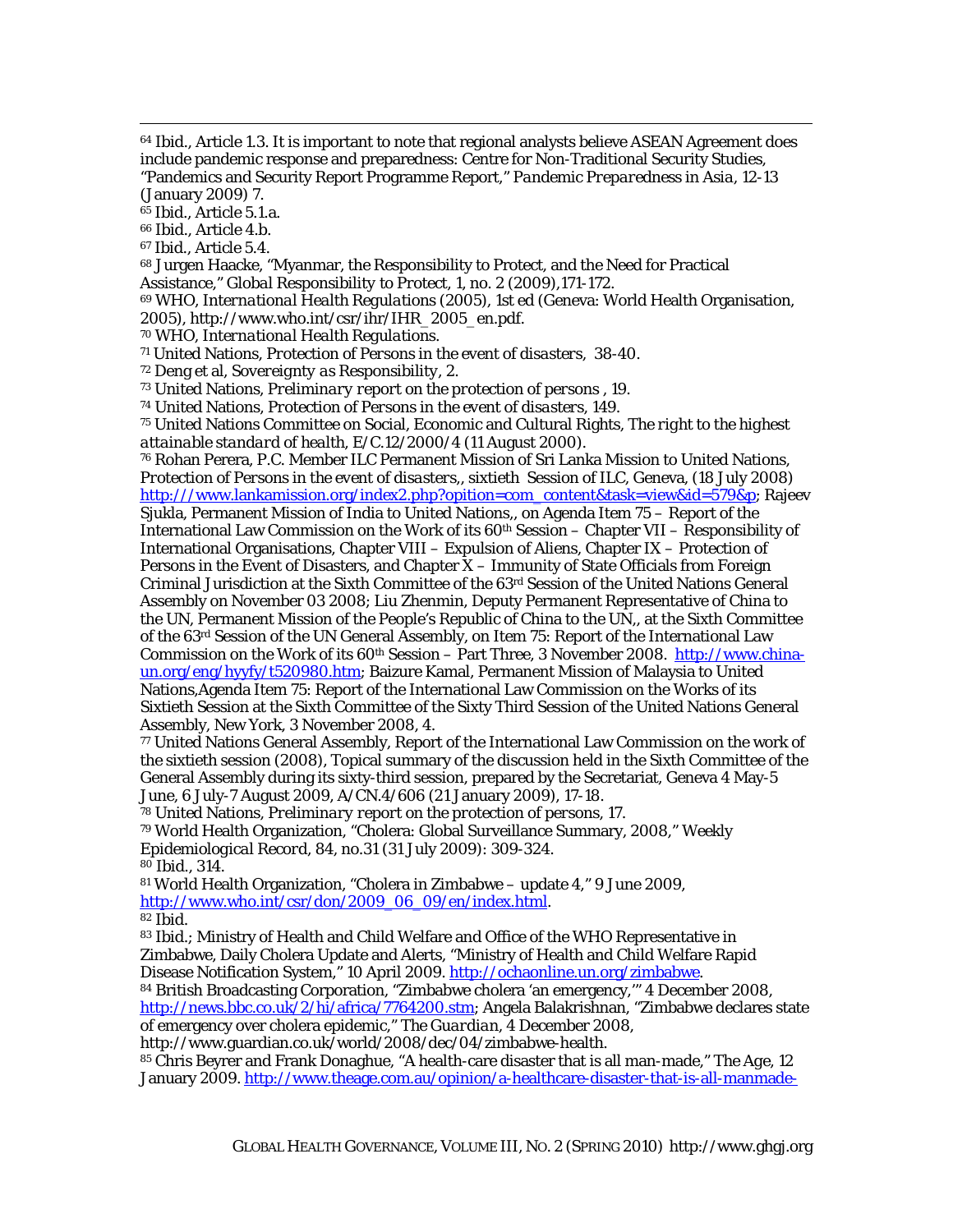[64] Ibid., Article 1.3. It is important to note that regional analysts believe ASEAN Agreement does include pandemic response and preparedness: Centre for Non-Traditional Security Studies, "Pandemics and Security Report Programme Report," *Pandemic Preparedness in Asia*, 12-13 (January 2009) 7.

[65] Ibid., Article 5.1.a.

[66] Ibid., Article 4.b.

[67] Ibid., Article 5.4.

[68] Jurgen Haacke, "Myanmar, the Responsibility to Protect, and the Need for Practical Assistance," *Global Responsibility to Protect*, 1, no. 2 (2009),171-172.

[69] WHO, *International Health Regulations (2005)*, 1st ed (Geneva: World Health Organisation, 2005), http://www.who.int/csr/ihr/IHR_2005_en.pdf.

[70] WHO, *International Health Regulations*.

[71] United Nations, *Protection of Persons in the event of disasters*, 38-40.

[72] Deng et al, *Sovereignty as Responsibility*, 2.

[73] United Nations, *Preliminary report on the protection of persons* , 19.

[74] United Nations, *Protection of Persons in the event of disasters*, 149.

[75] United Nations Committee on Social, Economic and Cultural Rights, *The right to the highest attainable standard of health*, E/C.12/2000/4 (11 August 2000).

[76] Rohan Perera, P.C. Member ILC Permanent Mission of Sri Lanka Mission to United Nations, *Protection of Persons in the event of disasters,*, sixtieth Session of ILC, Geneva, (18 July 2008) http:///www.lankamission.org/index2.php?opition=com_content&task=view&id=579&p; Rajeev Sjukla, Permanent Mission of India to United Nations,, on Agenda Item 75 – Report of the International Law Commission on the Work of its 60th Session – Chapter VII – Responsibility of International Organisations, Chapter VIII – Expulsion of Aliens, Chapter IX – Protection of Persons in the Event of Disasters, and Chapter X – Immunity of State Officials from Foreign Criminal Jurisdiction at the Sixth Committee of the 63rd Session of the United Nations General Assembly on November 03 2008; Liu Zhenmin, Deputy Permanent Representative of China to the UN, Permanent Mission of the People's Republic of China to the UN,, at the Sixth Committee of the 63rd Session of the UN General Assembly, on Item 75: Report of the International Law Commission on the Work of its 60th Session – Part Three, 3 November 2008. http://www.china-un.org/eng/hyyfy/t520980.htm; Baizure Kamal, Permanent Mission of Malaysia to United Nations,Agenda Item 75: Report of the International Law Commission on the Works of its Sixtieth Session at the Sixth Committee of the Sixty Third Session of the United Nations General Assembly, New York, 3 November 2008, 4.

[77] United Nations General Assembly, Report of the International Law Commission on the work of the sixtieth session (2008), Topical summary of the discussion held in the Sixth Committee of the General Assembly during its sixty-third session, prepared by the Secretariat, Geneva 4 May-5 June, 6 July-7 August 2009, A/CN.4/606 (21 January 2009), 17-18.

[78] United Nations, *Preliminary report on the protection of persons*, 17.

[79] World Health Organization, "Cholera: Global Surveillance Summary, 2008," *Weekly Epidemiological Record*, 84, no.31 (31 July 2009): 309-324.

[80] Ibid., 314.

[81] World Health Organization, "Cholera in Zimbabwe – update 4," 9 June 2009, http://www.who.int/csr/don/2009_06_09/en/index.html.

[82] Ibid.

[83] Ibid.; Ministry of Health and Child Welfare and Office of the WHO Representative in Zimbabwe, Daily Cholera Update and Alerts, "Ministry of Health and Child Welfare Rapid Disease Notification System," 10 April 2009. http://ochaonline.un.org/zimbabwe.

[84] British Broadcasting Corporation, "Zimbabwe cholera 'an emergency,'" 4 December 2008, http://news.bbc.co.uk/2/hi/africa/7764200.stm; Angela Balakrishnan, "Zimbabwe declares state of emergency over cholera epidemic," *The Guardian*, 4 December 2008, http://www.guardian.co.uk/world/2008/dec/04/zimbabwe-health.

[85] Chris Beyrer and Frank Donaghue, "A health-care disaster that is all man-made," The Age, 12 January 2009. http://www.theage.com.au/opinion/a-healthcare-disaster-that-is-all-manmade-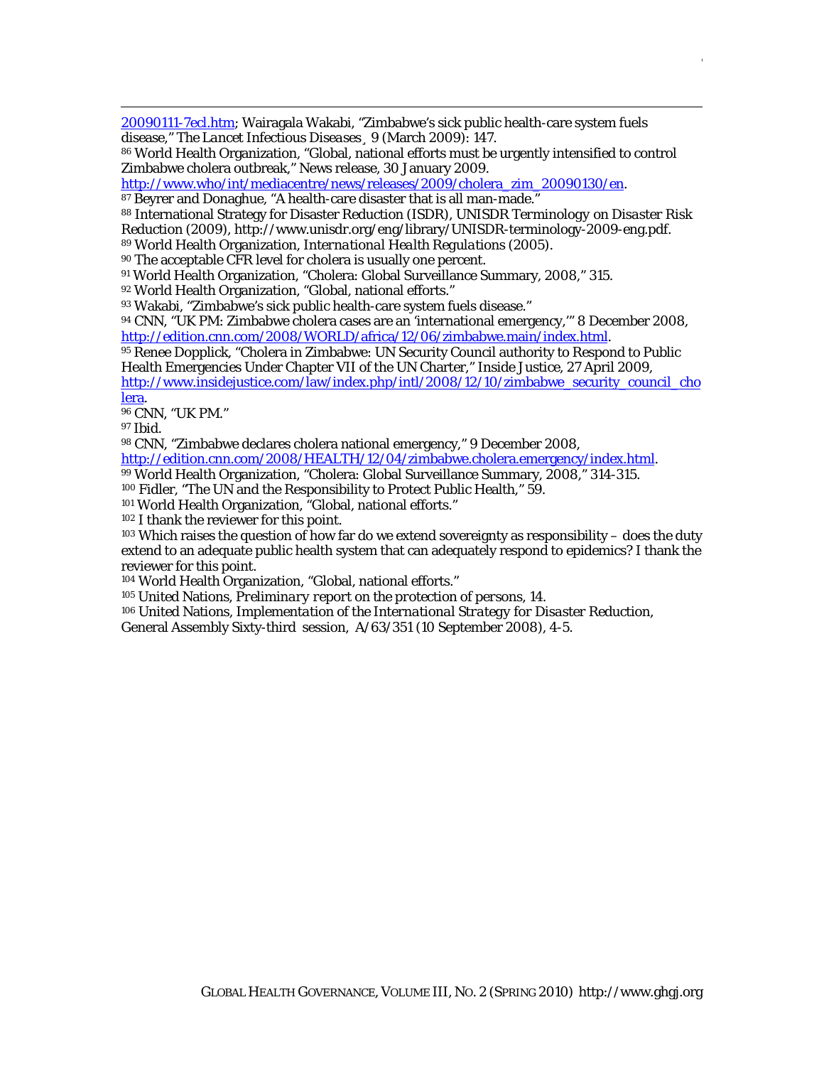20090111-7ecl.htm; Wairagala Wakabi, "Zimbabwe's sick public health-care system fuels disease," *The Lancet Infectious Diseases*¸ 9 (March 2009): 147.

[86] World Health Organization, "Global, national efforts must be urgently intensified to control Zimbabwe cholera outbreak," News release, 30 January 2009. http://www.who/int/mediacentre/news/releases/2009/cholera_zim_20090130/en.

[87] Beyrer and Donaghue, "A health-care disaster that is all man-made."

[88] International Strategy for Disaster Reduction (ISDR), *UNISDR Terminology on Disaster Risk Reduction* (2009), http://www.unisdr.org/eng/library/UNISDR-terminology-2009-eng.pdf.

[89] World Health Organization, *International Health Regulations* (2005).

[90] The acceptable CFR level for cholera is usually one percent.

[91] World Health Organization, "Cholera: Global Surveillance Summary, 2008," 315.

[92] World Health Organization, "Global, national efforts."

[93] Wakabi, "Zimbabwe's sick public health-care system fuels disease."

[94] CNN, "UK PM: Zimbabwe cholera cases are an 'international emergency,'" 8 December 2008, http://edition.cnn.com/2008/WORLD/africa/12/06/zimbabwe.main/index.html.

[95] Renee Dopplick, "Cholera in Zimbabwe: UN Security Council authority to Respond to Public Health Emergencies Under Chapter VII of the UN Charter," Inside Justice, 27 April 2009, http://www.insidejustice.com/law/index.php/intl/2008/12/10/zimbabwe_security_council_cholera.

[96] CNN, "UK PM."

[97] Ibid.

[98] CNN, "Zimbabwe declares cholera national emergency," 9 December 2008, http://edition.cnn.com/2008/HEALTH/12/04/zimbabwe.cholera.emergency/index.html.

[99] World Health Organization, "Cholera: Global Surveillance Summary, 2008," 314-315.

[100] Fidler, "The UN and the Responsibility to Protect Public Health," 59.

[101] World Health Organization, "Global, national efforts."

[102] I thank the reviewer for this point.

[103] Which raises the question of how far do we extend sovereignty as responsibility – does the duty extend to an adequate public health system that can adequately respond to epidemics? I thank the reviewer for this point.

[104] World Health Organization, "Global, national efforts."

[105] United Nations, *Preliminary report on the protection of persons*, 14.

[106] United Nations, *Implementation of the International Strategy for Disaster Reduction*, General Assembly Sixty-third session, A/63/351 (10 September 2008), 4-5.